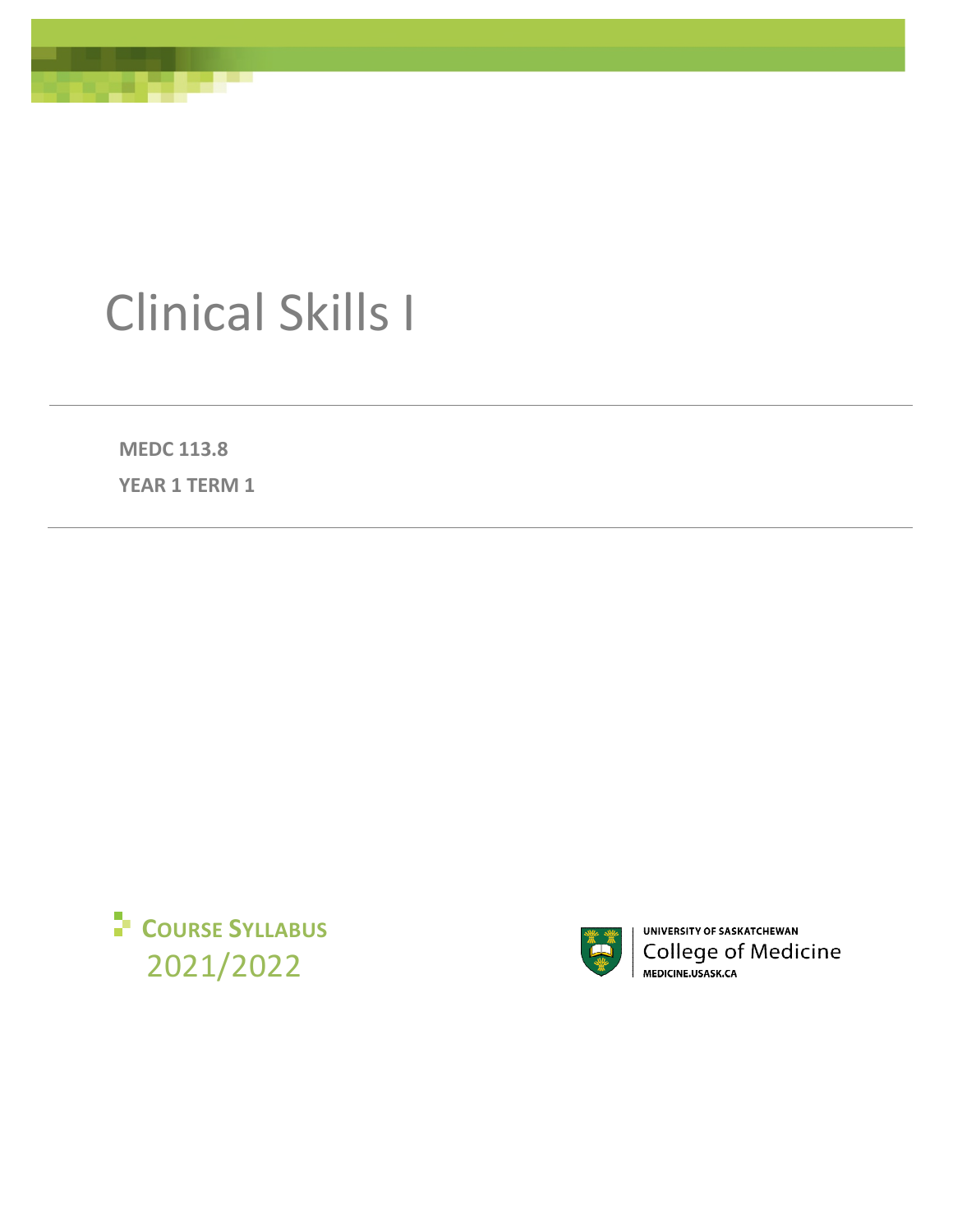# Clinical Skills I

**MEDC 113.8**

**YEAR 1 TERM 1**

**COURSE SYLLABUS**
2021/2022

UNIVERSITY OF SASKATCHEWAN
College of Medicine
MEDICINE.USASK.CA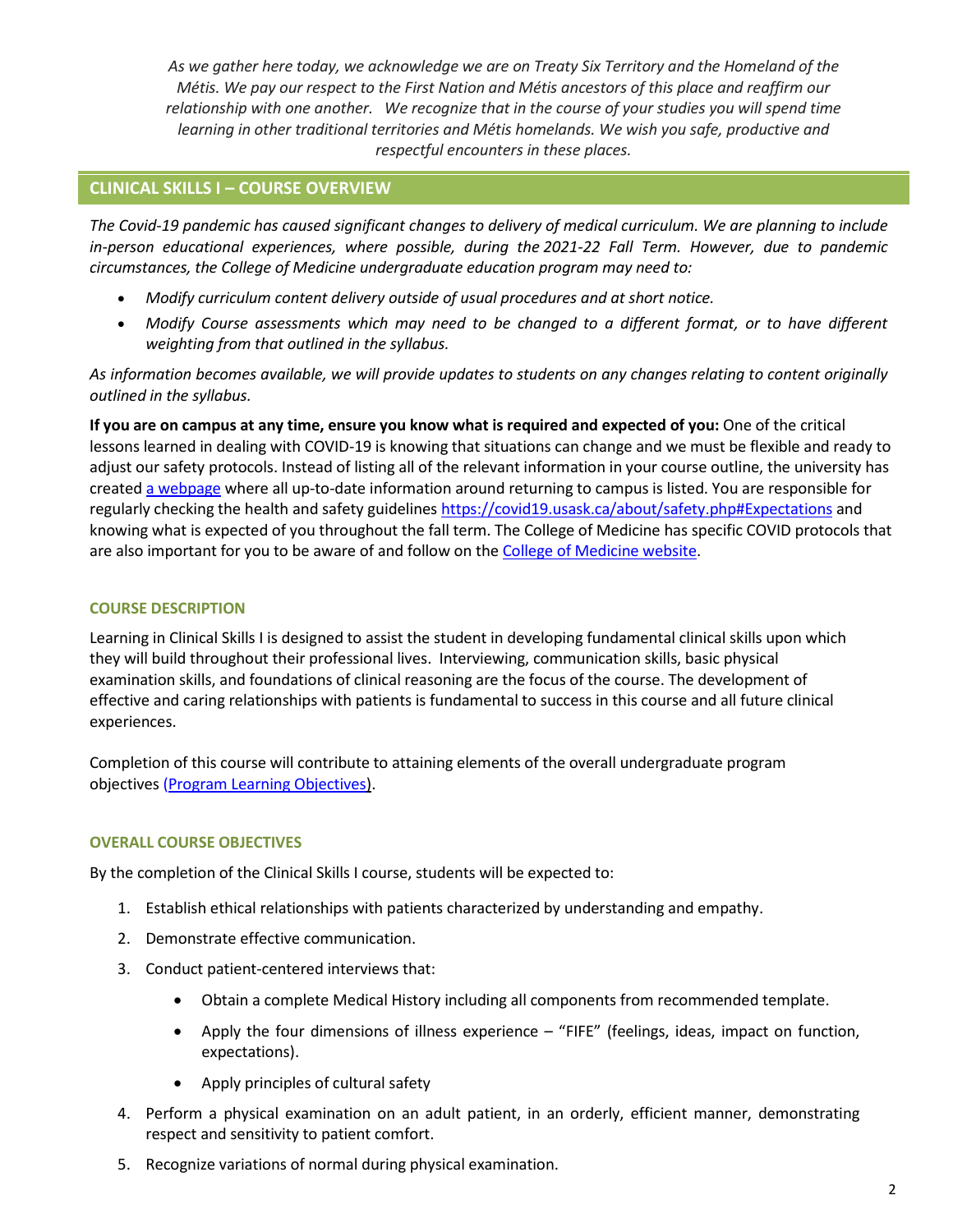*As we gather here today, we acknowledge we are on Treaty Six Territory and the Homeland of the Métis. We pay our respect to the First Nation and Métis ancestors of this place and reaffirm our relationship with one another. We recognize that in the course of your studies you will spend time learning in other traditional territories and Métis homelands. We wish you safe, productive and respectful encounters in these places.*

## CLINICAL SKILLS I – COURSE OVERVIEW

*The Covid-19 pandemic has caused significant changes to delivery of medical curriculum. We are planning to include in-person educational experiences, where possible, during the 2021-22 Fall Term. However, due to pandemic circumstances, the College of Medicine undergraduate education program may need to:*

- *Modify curriculum content delivery outside of usual procedures and at short notice.*
- *Modify Course assessments which may need to be changed to a different format, or to have different weighting from that outlined in the syllabus.*

*As information becomes available, we will provide updates to students on any changes relating to content originally outlined in the syllabus.*

**If you are on campus at any time, ensure you know what is required and expected of you:** One of the critical lessons learned in dealing with COVID-19 is knowing that situations can change and we must be flexible and ready to adjust our safety protocols. Instead of listing all of the relevant information in your course outline, the university has created a webpage where all up-to-date information around returning to campus is listed. You are responsible for regularly checking the health and safety guidelines https://covid19.usask.ca/about/safety.php#Expectations and knowing what is expected of you throughout the fall term. The College of Medicine has specific COVID protocols that are also important for you to be aware of and follow on the College of Medicine website.

### COURSE DESCRIPTION

Learning in Clinical Skills I is designed to assist the student in developing fundamental clinical skills upon which they will build throughout their professional lives. Interviewing, communication skills, basic physical examination skills, and foundations of clinical reasoning are the focus of the course. The development of effective and caring relationships with patients is fundamental to success in this course and all future clinical experiences.

Completion of this course will contribute to attaining elements of the overall undergraduate program objectives (Program Learning Objectives).

### OVERALL COURSE OBJECTIVES

By the completion of the Clinical Skills I course, students will be expected to:

1. Establish ethical relationships with patients characterized by understanding and empathy.
2. Demonstrate effective communication.
3. Conduct patient-centered interviews that:
   - Obtain a complete Medical History including all components from recommended template.
   - Apply the four dimensions of illness experience – "FIFE" (feelings, ideas, impact on function, expectations).
   - Apply principles of cultural safety
4. Perform a physical examination on an adult patient, in an orderly, efficient manner, demonstrating respect and sensitivity to patient comfort.
5. Recognize variations of normal during physical examination.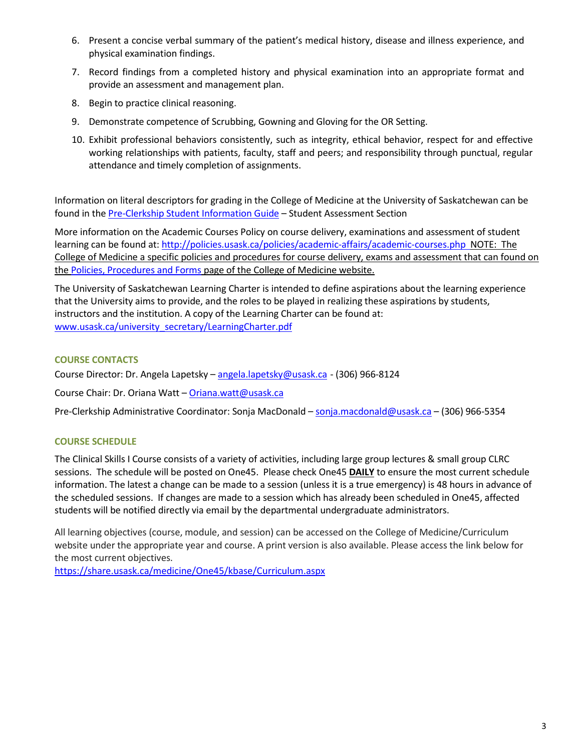6. Present a concise verbal summary of the patient's medical history, disease and illness experience, and physical examination findings.
7. Record findings from a completed history and physical examination into an appropriate format and provide an assessment and management plan.
8. Begin to practice clinical reasoning.
9. Demonstrate competence of Scrubbing, Gowning and Gloving for the OR Setting.
10. Exhibit professional behaviors consistently, such as integrity, ethical behavior, respect for and effective working relationships with patients, faculty, staff and peers; and responsibility through punctual, regular attendance and timely completion of assignments.

Information on literal descriptors for grading in the College of Medicine at the University of Saskatchewan can be found in the Pre-Clerkship Student Information Guide – Student Assessment Section

More information on the Academic Courses Policy on course delivery, examinations and assessment of student learning can be found at: http://policies.usask.ca/policies/academic-affairs/academic-courses.php NOTE: The College of Medicine a specific policies and procedures for course delivery, exams and assessment that can found on the Policies, Procedures and Forms page of the College of Medicine website.

The University of Saskatchewan Learning Charter is intended to define aspirations about the learning experience that the University aims to provide, and the roles to be played in realizing these aspirations by students, instructors and the institution. A copy of the Learning Charter can be found at: www.usask.ca/university_secretary/LearningCharter.pdf

## COURSE CONTACTS

Course Director: Dr. Angela Lapetsky – angela.lapetsky@usask.ca - (306) 966-8124

Course Chair: Dr. Oriana Watt – Oriana.watt@usask.ca

Pre-Clerkship Administrative Coordinator: Sonja MacDonald – sonja.macdonald@usask.ca – (306) 966-5354

## COURSE SCHEDULE

The Clinical Skills I Course consists of a variety of activities, including large group lectures & small group CLRC sessions. The schedule will be posted on One45. Please check One45 **DAILY** to ensure the most current schedule information. The latest a change can be made to a session (unless it is a true emergency) is 48 hours in advance of the scheduled sessions. If changes are made to a session which has already been scheduled in One45, affected students will be notified directly via email by the departmental undergraduate administrators.

All learning objectives (course, module, and session) can be accessed on the College of Medicine/Curriculum website under the appropriate year and course. A print version is also available. Please access the link below for the most current objectives.
https://share.usask.ca/medicine/One45/kbase/Curriculum.aspx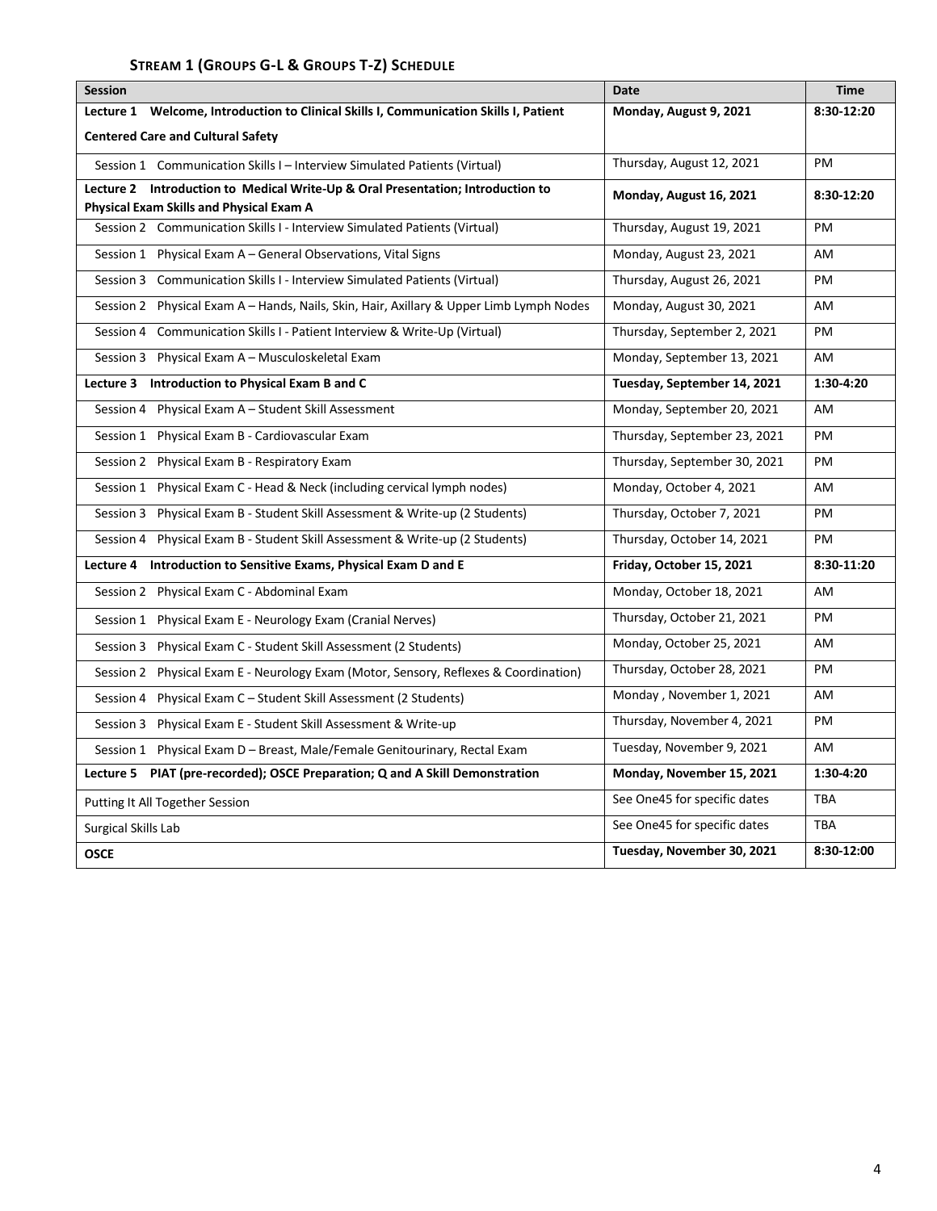### **STREAM 1 (GROUPS G-L & GROUPS T-Z) SCHEDULE**

| **Session** | **Date** | **Time** |
|---|---|---|
| **Lecture 1 Welcome, Introduction to Clinical Skills I, Communication Skills I, Patient Centered Care and Cultural Safety** | **Monday, August 9, 2021** | **8:30-12:20** |
| Session 1 Communication Skills I – Interview Simulated Patients (Virtual) | Thursday, August 12, 2021 | PM |
| **Lecture 2 Introduction to Medical Write-Up & Oral Presentation; Introduction to Physical Exam Skills and Physical Exam A** | **Monday, August 16, 2021** | **8:30-12:20** |
| Session 2 Communication Skills I - Interview Simulated Patients (Virtual) | Thursday, August 19, 2021 | PM |
| Session 1 Physical Exam A – General Observations, Vital Signs | Monday, August 23, 2021 | AM |
| Session 3 Communication Skills I - Interview Simulated Patients (Virtual) | Thursday, August 26, 2021 | PM |
| Session 2 Physical Exam A – Hands, Nails, Skin, Hair, Axillary & Upper Limb Lymph Nodes | Monday, August 30, 2021 | AM |
| Session 4 Communication Skills I - Patient Interview & Write-Up (Virtual) | Thursday, September 2, 2021 | PM |
| Session 3 Physical Exam A – Musculoskeletal Exam | Monday, September 13, 2021 | AM |
| **Lecture 3 Introduction to Physical Exam B and C** | **Tuesday, September 14, 2021** | **1:30-4:20** |
| Session 4 Physical Exam A – Student Skill Assessment | Monday, September 20, 2021 | AM |
| Session 1 Physical Exam B - Cardiovascular Exam | Thursday, September 23, 2021 | PM |
| Session 2 Physical Exam B - Respiratory Exam | Thursday, September 30, 2021 | PM |
| Session 1 Physical Exam C - Head & Neck (including cervical lymph nodes) | Monday, October 4, 2021 | AM |
| Session 3 Physical Exam B - Student Skill Assessment & Write-up (2 Students) | Thursday, October 7, 2021 | PM |
| Session 4 Physical Exam B - Student Skill Assessment & Write-up (2 Students) | Thursday, October 14, 2021 | PM |
| **Lecture 4 Introduction to Sensitive Exams, Physical Exam D and E** | **Friday, October 15, 2021** | **8:30-11:20** |
| Session 2 Physical Exam C - Abdominal Exam | Monday, October 18, 2021 | AM |
| Session 1 Physical Exam E - Neurology Exam (Cranial Nerves) | Thursday, October 21, 2021 | PM |
| Session 3 Physical Exam C - Student Skill Assessment (2 Students) | Monday, October 25, 2021 | AM |
| Session 2 Physical Exam E - Neurology Exam (Motor, Sensory, Reflexes & Coordination) | Thursday, October 28, 2021 | PM |
| Session 4 Physical Exam C – Student Skill Assessment (2 Students) | Monday , November 1, 2021 | AM |
| Session 3 Physical Exam E - Student Skill Assessment & Write-up | Thursday, November 4, 2021 | PM |
| Session 1 Physical Exam D – Breast, Male/Female Genitourinary, Rectal Exam | Tuesday, November 9, 2021 | AM |
| **Lecture 5 PIAT (pre-recorded); OSCE Preparation; Q and A Skill Demonstration** | **Monday, November 15, 2021** | **1:30-4:20** |
| Putting It All Together Session | See One45 for specific dates | TBA |
| Surgical Skills Lab | See One45 for specific dates | TBA |
| **OSCE** | **Tuesday, November 30, 2021** | **8:30-12:00** |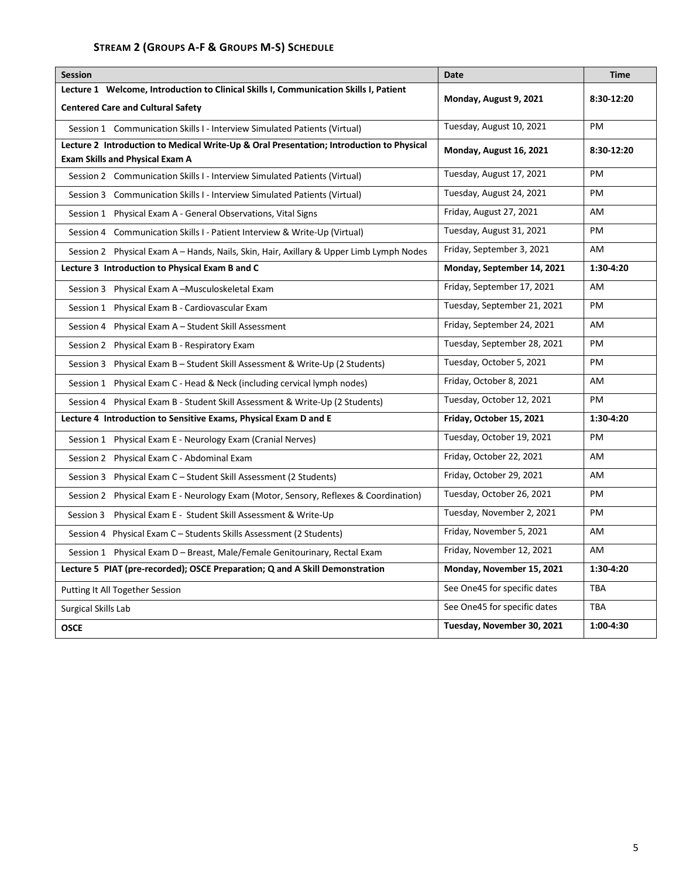## Stream 2 (Groups A-F & Groups M-S) Schedule

| Session | Date | Time |
|---|---|---|
| **Lecture 1 Welcome, Introduction to Clinical Skills I, Communication Skills I, Patient Centered Care and Cultural Safety** | **Monday, August 9, 2021** | **8:30-12:20** |
| Session 1 Communication Skills I - Interview Simulated Patients (Virtual) | Tuesday, August 10, 2021 | PM |
| **Lecture 2 Introduction to Medical Write-Up & Oral Presentation; Introduction to Physical Exam Skills and Physical Exam A** | **Monday, August 16, 2021** | **8:30-12:20** |
| Session 2 Communication Skills I - Interview Simulated Patients (Virtual) | Tuesday, August 17, 2021 | PM |
| Session 3 Communication Skills I - Interview Simulated Patients (Virtual) | Tuesday, August 24, 2021 | PM |
| Session 1 Physical Exam A - General Observations, Vital Signs | Friday, August 27, 2021 | AM |
| Session 4 Communication Skills I - Patient Interview & Write-Up (Virtual) | Tuesday, August 31, 2021 | PM |
| Session 2 Physical Exam A – Hands, Nails, Skin, Hair, Axillary & Upper Limb Lymph Nodes | Friday, September 3, 2021 | AM |
| **Lecture 3 Introduction to Physical Exam B and C** | **Monday, September 14, 2021** | **1:30-4:20** |
| Session 3 Physical Exam A –Musculoskeletal Exam | Friday, September 17, 2021 | AM |
| Session 1 Physical Exam B - Cardiovascular Exam | Tuesday, September 21, 2021 | PM |
| Session 4 Physical Exam A – Student Skill Assessment | Friday, September 24, 2021 | AM |
| Session 2 Physical Exam B - Respiratory Exam | Tuesday, September 28, 2021 | PM |
| Session 3 Physical Exam B – Student Skill Assessment & Write-Up (2 Students) | Tuesday, October 5, 2021 | PM |
| Session 1 Physical Exam C - Head & Neck (including cervical lymph nodes) | Friday, October 8, 2021 | AM |
| Session 4 Physical Exam B - Student Skill Assessment & Write-Up (2 Students) | Tuesday, October 12, 2021 | PM |
| **Lecture 4 Introduction to Sensitive Exams, Physical Exam D and E** | **Friday, October 15, 2021** | **1:30-4:20** |
| Session 1 Physical Exam E - Neurology Exam (Cranial Nerves) | Tuesday, October 19, 2021 | PM |
| Session 2 Physical Exam C - Abdominal Exam | Friday, October 22, 2021 | AM |
| Session 3 Physical Exam C – Student Skill Assessment (2 Students) | Friday, October 29, 2021 | AM |
| Session 2 Physical Exam E - Neurology Exam (Motor, Sensory, Reflexes & Coordination) | Tuesday, October 26, 2021 | PM |
| Session 3 Physical Exam E - Student Skill Assessment & Write-Up | Tuesday, November 2, 2021 | PM |
| Session 4 Physical Exam C – Students Skills Assessment (2 Students) | Friday, November 5, 2021 | AM |
| Session 1 Physical Exam D – Breast, Male/Female Genitourinary, Rectal Exam | Friday, November 12, 2021 | AM |
| **Lecture 5 PIAT (pre-recorded); OSCE Preparation; Q and A Skill Demonstration** | **Monday, November 15, 2021** | **1:30-4:20** |
| Putting It All Together Session | See One45 for specific dates | TBA |
| Surgical Skills Lab | See One45 for specific dates | TBA |
| **OSCE** | **Tuesday, November 30, 2021** | **1:00-4:30** |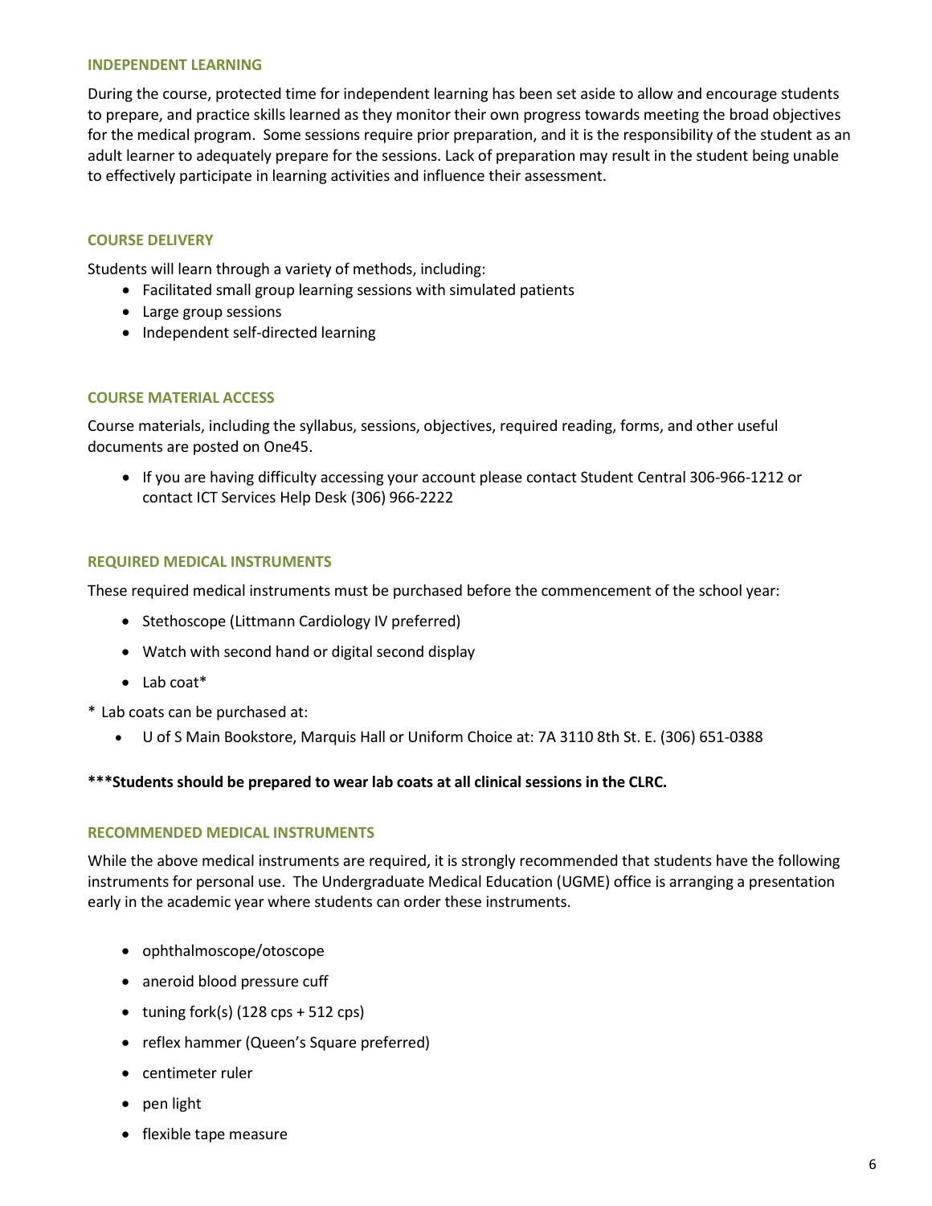## INDEPENDENT LEARNING

During the course, protected time for independent learning has been set aside to allow and encourage students to prepare, and practice skills learned as they monitor their own progress towards meeting the broad objectives for the medical program. Some sessions require prior preparation, and it is the responsibility of the student as an adult learner to adequately prepare for the sessions. Lack of preparation may result in the student being unable to effectively participate in learning activities and influence their assessment.

## COURSE DELIVERY

Students will learn through a variety of methods, including:

- Facilitated small group learning sessions with simulated patients
- Large group sessions
- Independent self-directed learning

## COURSE MATERIAL ACCESS

Course materials, including the syllabus, sessions, objectives, required reading, forms, and other useful documents are posted on One45.

- If you are having difficulty accessing your account please contact Student Central 306-966-1212 or contact ICT Services Help Desk (306) 966-2222

## REQUIRED MEDICAL INSTRUMENTS

These required medical instruments must be purchased before the commencement of the school year:

- Stethoscope (Littmann Cardiology IV preferred)
- Watch with second hand or digital second display
- Lab coat*

* Lab coats can be purchased at:

  - U of S Main Bookstore, Marquis Hall or Uniform Choice at: 7A 3110 8th St. E. (306) 651-0388

**\*\*\*Students should be prepared to wear lab coats at all clinical sessions in the CLRC.**

## RECOMMENDED MEDICAL INSTRUMENTS

While the above medical instruments are required, it is strongly recommended that students have the following instruments for personal use. The Undergraduate Medical Education (UGME) office is arranging a presentation early in the academic year where students can order these instruments.

- ophthalmoscope/otoscope
- aneroid blood pressure cuff
- tuning fork(s) (128 cps + 512 cps)
- reflex hammer (Queen's Square preferred)
- centimeter ruler
- pen light
- flexible tape measure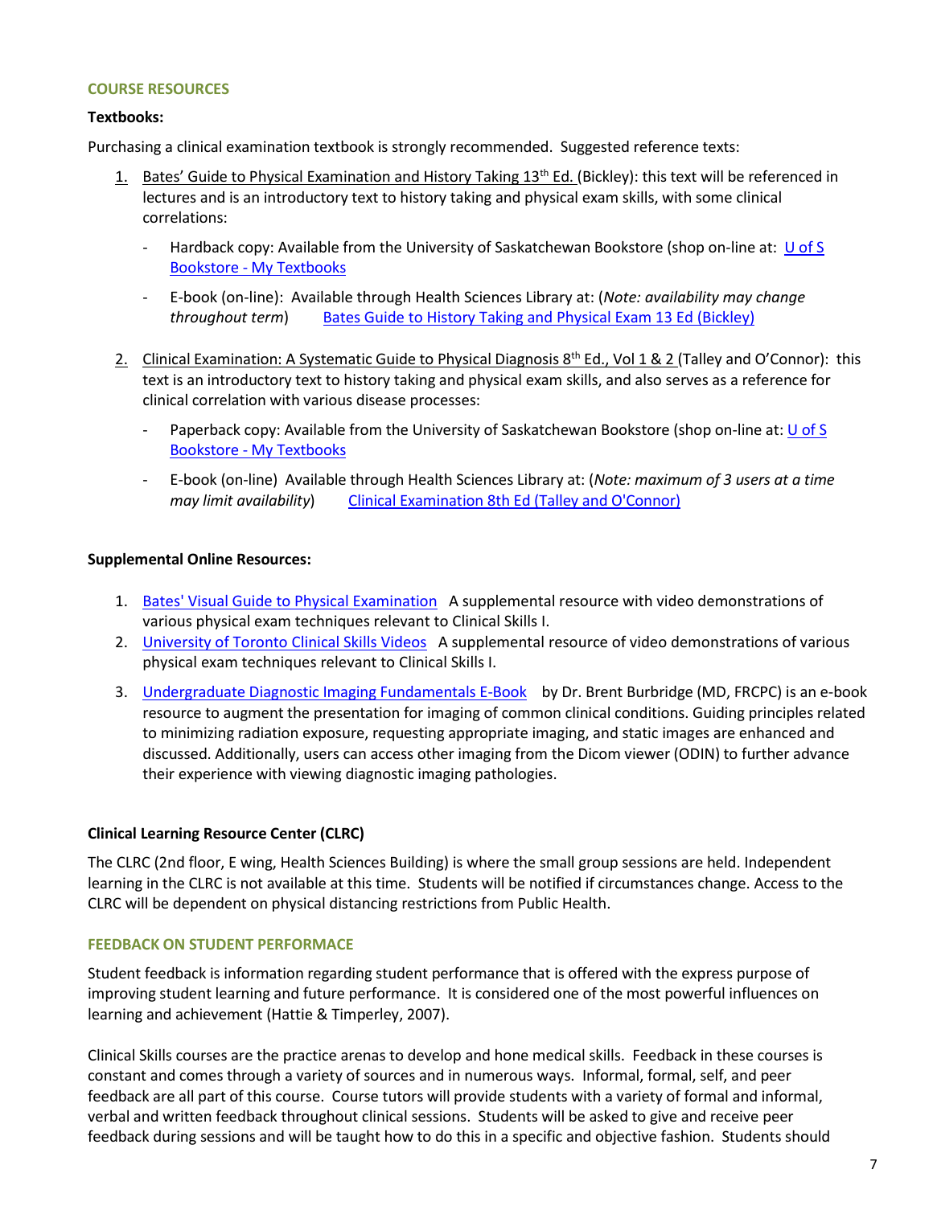## COURSE RESOURCES

**Textbooks:**

Purchasing a clinical examination textbook is strongly recommended. Suggested reference texts:

1. Bates' Guide to Physical Examination and History Taking 13th Ed. (Bickley): this text will be referenced in lectures and is an introductory text to history taking and physical exam skills, with some clinical correlations:
   - Hardback copy: Available from the University of Saskatchewan Bookstore (shop on-line at: U of S Bookstore - My Textbooks
   - E-book (on-line): Available through Health Sciences Library at: (*Note: availability may change throughout term*) Bates Guide to History Taking and Physical Exam 13 Ed (Bickley)

2. Clinical Examination: A Systematic Guide to Physical Diagnosis 8th Ed., Vol 1 & 2 (Talley and O'Connor): this text is an introductory text to history taking and physical exam skills, and also serves as a reference for clinical correlation with various disease processes:
   - Paperback copy: Available from the University of Saskatchewan Bookstore (shop on-line at: U of S Bookstore - My Textbooks
   - E-book (on-line) Available through Health Sciences Library at: (*Note: maximum of 3 users at a time may limit availability*) Clinical Examination 8th Ed (Talley and O'Connor)

**Supplemental Online Resources:**

1. Bates' Visual Guide to Physical Examination A supplemental resource with video demonstrations of various physical exam techniques relevant to Clinical Skills I.
2. University of Toronto Clinical Skills Videos A supplemental resource of video demonstrations of various physical exam techniques relevant to Clinical Skills I.
3. Undergraduate Diagnostic Imaging Fundamentals E-Book by Dr. Brent Burbridge (MD, FRCPC) is an e-book resource to augment the presentation for imaging of common clinical conditions. Guiding principles related to minimizing radiation exposure, requesting appropriate imaging, and static images are enhanced and discussed. Additionally, users can access other imaging from the Dicom viewer (ODIN) to further advance their experience with viewing diagnostic imaging pathologies.

**Clinical Learning Resource Center (CLRC)**

The CLRC (2nd floor, E wing, Health Sciences Building) is where the small group sessions are held. Independent learning in the CLRC is not available at this time. Students will be notified if circumstances change. Access to the CLRC will be dependent on physical distancing restrictions from Public Health.

## FEEDBACK ON STUDENT PERFORMACE

Student feedback is information regarding student performance that is offered with the express purpose of improving student learning and future performance. It is considered one of the most powerful influences on learning and achievement (Hattie & Timperley, 2007).

Clinical Skills courses are the practice arenas to develop and hone medical skills. Feedback in these courses is constant and comes through a variety of sources and in numerous ways. Informal, formal, self, and peer feedback are all part of this course. Course tutors will provide students with a variety of formal and informal, verbal and written feedback throughout clinical sessions. Students will be asked to give and receive peer feedback during sessions and will be taught how to do this in a specific and objective fashion. Students should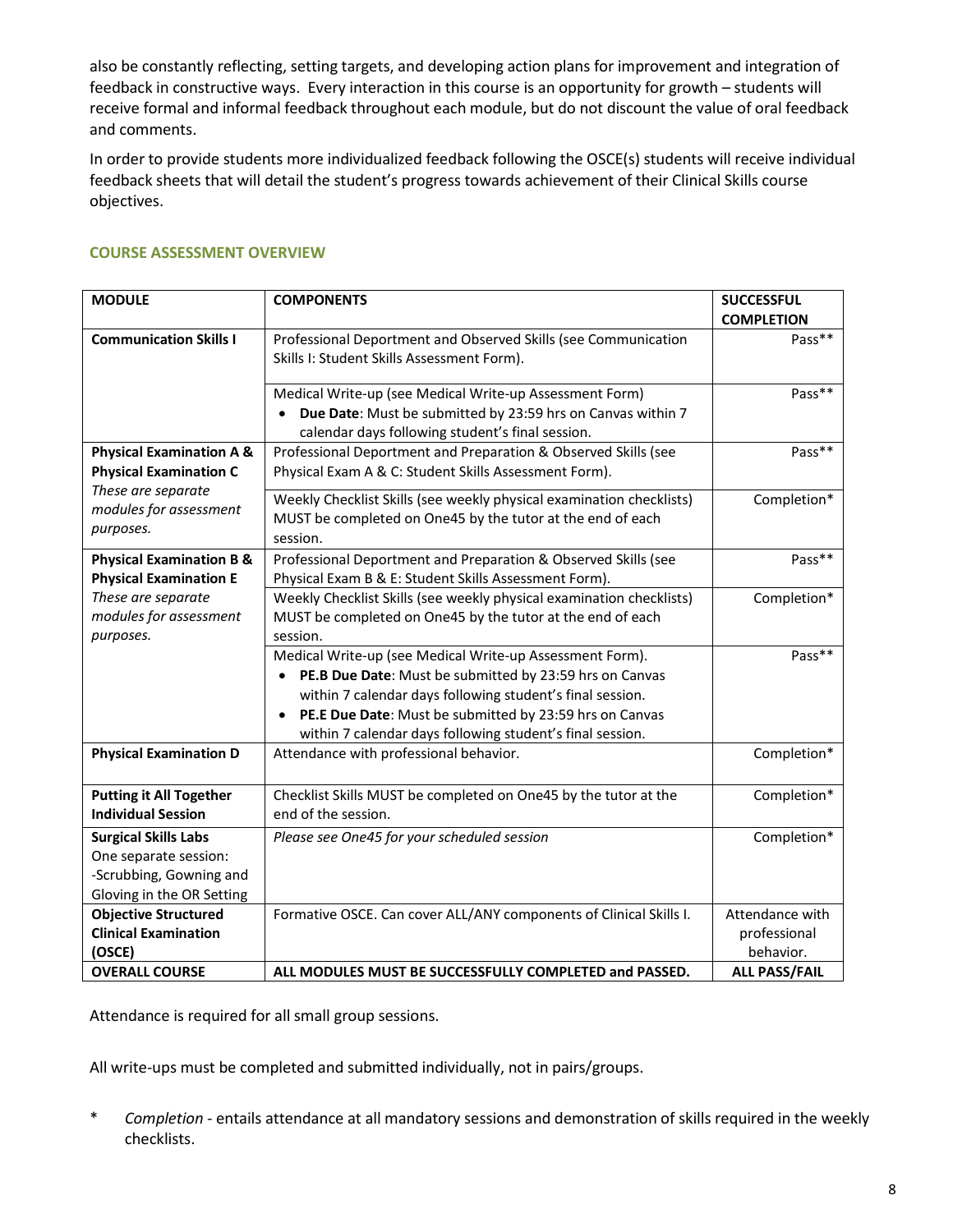also be constantly reflecting, setting targets, and developing action plans for improvement and integration of feedback in constructive ways. Every interaction in this course is an opportunity for growth – students will receive formal and informal feedback throughout each module, but do not discount the value of oral feedback and comments.

In order to provide students more individualized feedback following the OSCE(s) students will receive individual feedback sheets that will detail the student's progress towards achievement of their Clinical Skills course objectives.

### COURSE ASSESSMENT OVERVIEW

| MODULE | COMPONENTS | SUCCESSFUL COMPLETION |
|---|---|---|
| **Communication Skills I** | Professional Deportment and Observed Skills (see Communication Skills I: Student Skills Assessment Form). | Pass** |
| | Medical Write-up (see Medical Write-up Assessment Form)<br>• **Due Date**: Must be submitted by 23:59 hrs on Canvas within 7 calendar days following student's final session. | Pass** |
| **Physical Examination A & Physical Examination C**<br>*These are separate modules for assessment purposes.* | Professional Deportment and Preparation & Observed Skills (see Physical Exam A & C: Student Skills Assessment Form). | Pass** |
| | Weekly Checklist Skills (see weekly physical examination checklists) MUST be completed on One45 by the tutor at the end of each session. | Completion* |
| **Physical Examination B & Physical Examination E**<br>*These are separate modules for assessment purposes.* | Professional Deportment and Preparation & Observed Skills (see Physical Exam B & E: Student Skills Assessment Form). | Pass** |
| | Weekly Checklist Skills (see weekly physical examination checklists) MUST be completed on One45 by the tutor at the end of each session. | Completion* |
| | Medical Write-up (see Medical Write-up Assessment Form).<br>• **PE.B Due Date**: Must be submitted by 23:59 hrs on Canvas within 7 calendar days following student's final session.<br>• **PE.E Due Date**: Must be submitted by 23:59 hrs on Canvas within 7 calendar days following student's final session. | Pass** |
| **Physical Examination D** | Attendance with professional behavior. | Completion* |
| **Putting it All Together Individual Session** | Checklist Skills MUST be completed on One45 by the tutor at the end of the session. | Completion* |
| **Surgical Skills Labs**<br>One separate session:<br>-Scrubbing, Gowning and Gloving in the OR Setting | *Please see One45 for your scheduled session* | Completion* |
| **Objective Structured Clinical Examination (OSCE)** | Formative OSCE. Can cover ALL/ANY components of Clinical Skills I. | Attendance with professional behavior. |
| **OVERALL COURSE** | **ALL MODULES MUST BE SUCCESSFULLY COMPLETED and PASSED.** | **ALL PASS/FAIL** |

Attendance is required for all small group sessions.

All write-ups must be completed and submitted individually, not in pairs/groups.

\* *Completion* - entails attendance at all mandatory sessions and demonstration of skills required in the weekly checklists.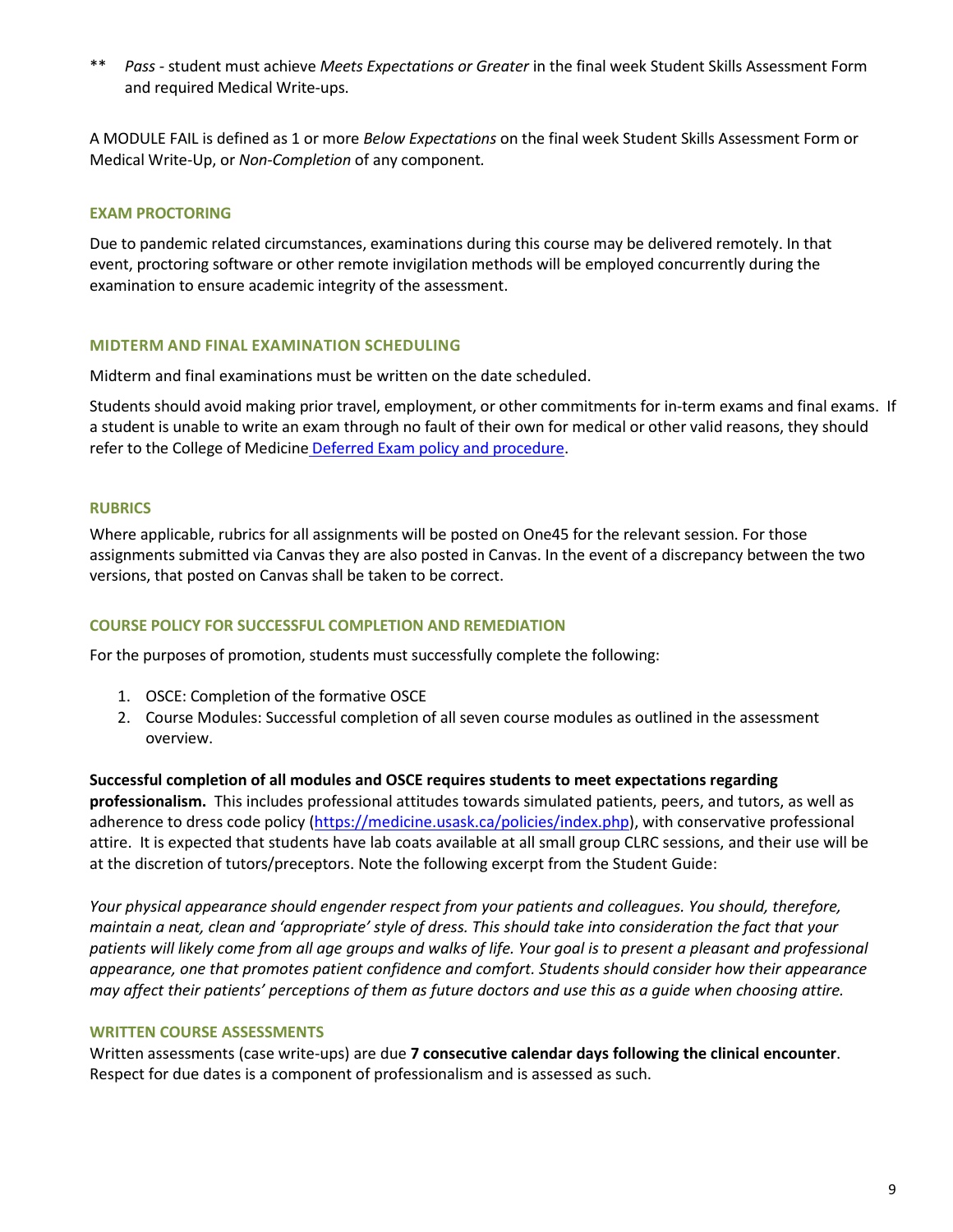\*\* *Pass* - student must achieve *Meets Expectations or Greater* in the final week Student Skills Assessment Form and required Medical Write-ups.

A MODULE FAIL is defined as 1 or more *Below Expectations* on the final week Student Skills Assessment Form or Medical Write-Up, or *Non-Completion* of any component.

## EXAM PROCTORING

Due to pandemic related circumstances, examinations during this course may be delivered remotely. In that event, proctoring software or other remote invigilation methods will be employed concurrently during the examination to ensure academic integrity of the assessment.

## MIDTERM AND FINAL EXAMINATION SCHEDULING

Midterm and final examinations must be written on the date scheduled.

Students should avoid making prior travel, employment, or other commitments for in-term exams and final exams. If a student is unable to write an exam through no fault of their own for medical or other valid reasons, they should refer to the College of Medicine Deferred Exam policy and procedure.

## RUBRICS

Where applicable, rubrics for all assignments will be posted on One45 for the relevant session. For those assignments submitted via Canvas they are also posted in Canvas. In the event of a discrepancy between the two versions, that posted on Canvas shall be taken to be correct.

## COURSE POLICY FOR SUCCESSFUL COMPLETION AND REMEDIATION

For the purposes of promotion, students must successfully complete the following:

1. OSCE: Completion of the formative OSCE
2. Course Modules: Successful completion of all seven course modules as outlined in the assessment overview.

**Successful completion of all modules and OSCE requires students to meet expectations regarding professionalism.** This includes professional attitudes towards simulated patients, peers, and tutors, as well as adherence to dress code policy (https://medicine.usask.ca/policies/index.php), with conservative professional attire. It is expected that students have lab coats available at all small group CLRC sessions, and their use will be at the discretion of tutors/preceptors. Note the following excerpt from the Student Guide:

*Your physical appearance should engender respect from your patients and colleagues. You should, therefore, maintain a neat, clean and 'appropriate' style of dress. This should take into consideration the fact that your patients will likely come from all age groups and walks of life. Your goal is to present a pleasant and professional appearance, one that promotes patient confidence and comfort. Students should consider how their appearance may affect their patients' perceptions of them as future doctors and use this as a guide when choosing attire.*

## WRITTEN COURSE ASSESSMENTS

Written assessments (case write-ups) are due **7 consecutive calendar days following the clinical encounter**. Respect for due dates is a component of professionalism and is assessed as such.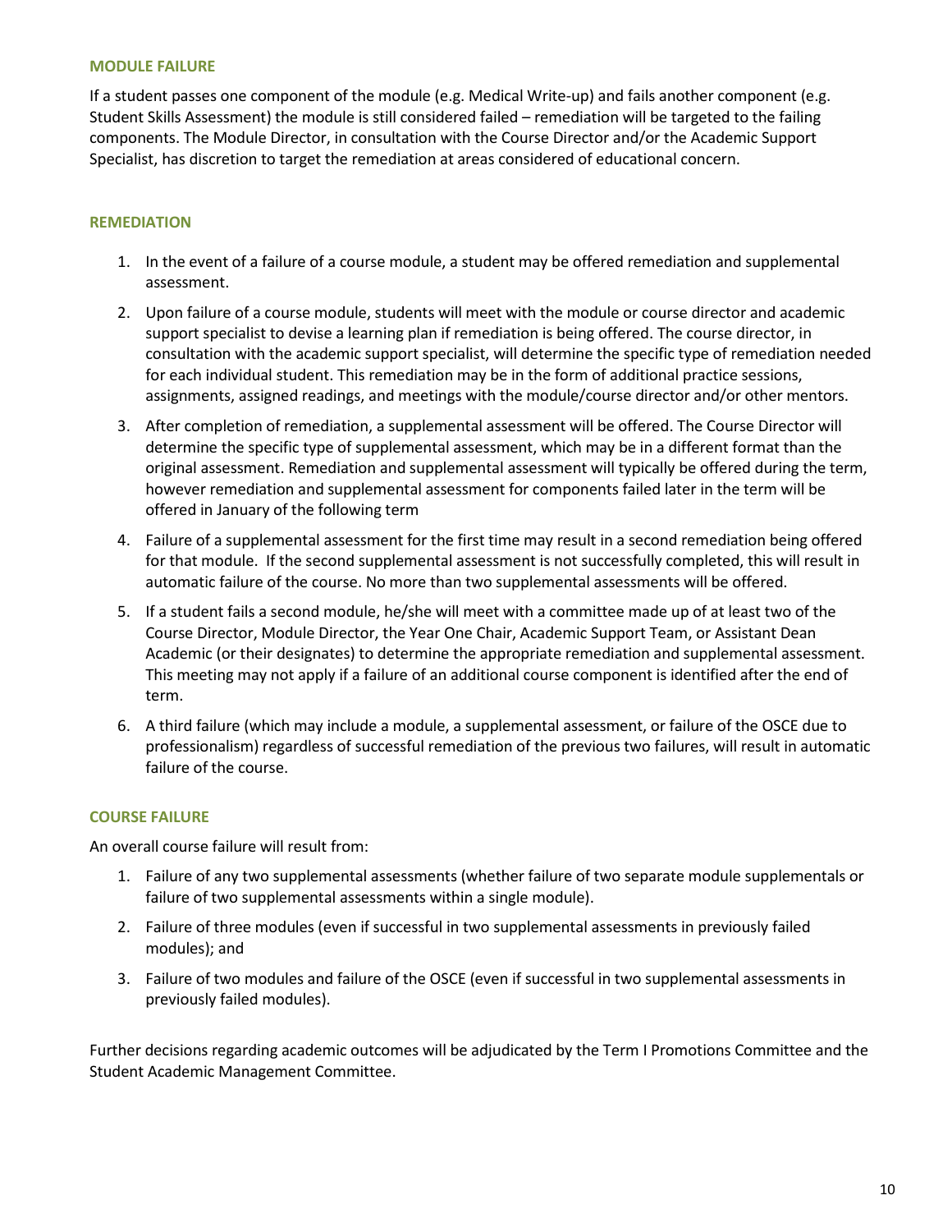### MODULE FAILURE

If a student passes one component of the module (e.g. Medical Write-up) and fails another component (e.g. Student Skills Assessment) the module is still considered failed – remediation will be targeted to the failing components. The Module Director, in consultation with the Course Director and/or the Academic Support Specialist, has discretion to target the remediation at areas considered of educational concern.

### REMEDIATION

1. In the event of a failure of a course module, a student may be offered remediation and supplemental assessment.
2. Upon failure of a course module, students will meet with the module or course director and academic support specialist to devise a learning plan if remediation is being offered. The course director, in consultation with the academic support specialist, will determine the specific type of remediation needed for each individual student. This remediation may be in the form of additional practice sessions, assignments, assigned readings, and meetings with the module/course director and/or other mentors.
3. After completion of remediation, a supplemental assessment will be offered. The Course Director will determine the specific type of supplemental assessment, which may be in a different format than the original assessment. Remediation and supplemental assessment will typically be offered during the term, however remediation and supplemental assessment for components failed later in the term will be offered in January of the following term
4. Failure of a supplemental assessment for the first time may result in a second remediation being offered for that module. If the second supplemental assessment is not successfully completed, this will result in automatic failure of the course. No more than two supplemental assessments will be offered.
5. If a student fails a second module, he/she will meet with a committee made up of at least two of the Course Director, Module Director, the Year One Chair, Academic Support Team, or Assistant Dean Academic (or their designates) to determine the appropriate remediation and supplemental assessment. This meeting may not apply if a failure of an additional course component is identified after the end of term.
6. A third failure (which may include a module, a supplemental assessment, or failure of the OSCE due to professionalism) regardless of successful remediation of the previous two failures, will result in automatic failure of the course.

### COURSE FAILURE

An overall course failure will result from:

1. Failure of any two supplemental assessments (whether failure of two separate module supplementals or failure of two supplemental assessments within a single module).
2. Failure of three modules (even if successful in two supplemental assessments in previously failed modules); and
3. Failure of two modules and failure of the OSCE (even if successful in two supplemental assessments in previously failed modules).

Further decisions regarding academic outcomes will be adjudicated by the Term I Promotions Committee and the Student Academic Management Committee.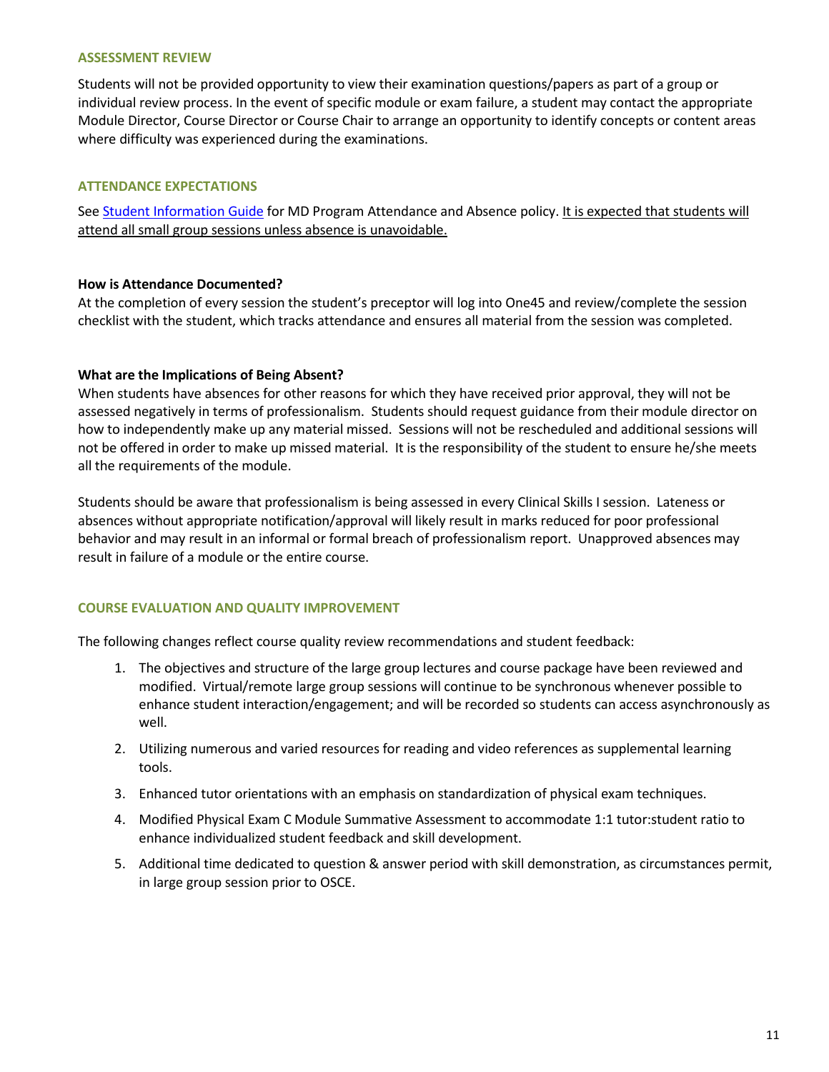## ASSESSMENT REVIEW

Students will not be provided opportunity to view their examination questions/papers as part of a group or individual review process. In the event of specific module or exam failure, a student may contact the appropriate Module Director, Course Director or Course Chair to arrange an opportunity to identify concepts or content areas where difficulty was experienced during the examinations.

## ATTENDANCE EXPECTATIONS

See [Student Information Guide]() for MD Program Attendance and Absence policy. <u>It is expected that students will attend all small group sessions unless absence is unavoidable.</u>

**How is Attendance Documented?**
At the completion of every session the student's preceptor will log into One45 and review/complete the session checklist with the student, which tracks attendance and ensures all material from the session was completed.

**What are the Implications of Being Absent?**
When students have absences for other reasons for which they have received prior approval, they will not be assessed negatively in terms of professionalism. Students should request guidance from their module director on how to independently make up any material missed. Sessions will not be rescheduled and additional sessions will not be offered in order to make up missed material. It is the responsibility of the student to ensure he/she meets all the requirements of the module.

Students should be aware that professionalism is being assessed in every Clinical Skills I session. Lateness or absences without appropriate notification/approval will likely result in marks reduced for poor professional behavior and may result in an informal or formal breach of professionalism report. Unapproved absences may result in failure of a module or the entire course.

## COURSE EVALUATION AND QUALITY IMPROVEMENT

The following changes reflect course quality review recommendations and student feedback:

1. The objectives and structure of the large group lectures and course package have been reviewed and modified. Virtual/remote large group sessions will continue to be synchronous whenever possible to enhance student interaction/engagement; and will be recorded so students can access asynchronously as well.
2. Utilizing numerous and varied resources for reading and video references as supplemental learning tools.
3. Enhanced tutor orientations with an emphasis on standardization of physical exam techniques.
4. Modified Physical Exam C Module Summative Assessment to accommodate 1:1 tutor:student ratio to enhance individualized student feedback and skill development.
5. Additional time dedicated to question & answer period with skill demonstration, as circumstances permit, in large group session prior to OSCE.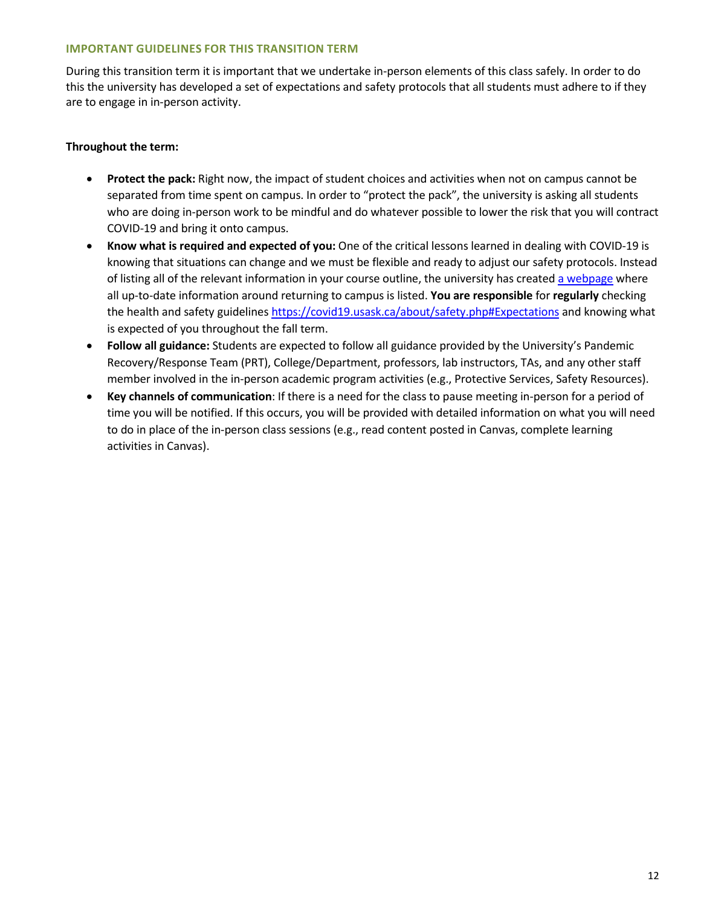### IMPORTANT GUIDELINES FOR THIS TRANSITION TERM

During this transition term it is important that we undertake in-person elements of this class safely. In order to do this the university has developed a set of expectations and safety protocols that all students must adhere to if they are to engage in in-person activity.

**Throughout the term:**

- **Protect the pack:** Right now, the impact of student choices and activities when not on campus cannot be separated from time spent on campus. In order to "protect the pack", the university is asking all students who are doing in-person work to be mindful and do whatever possible to lower the risk that you will contract COVID-19 and bring it onto campus.
- **Know what is required and expected of you:** One of the critical lessons learned in dealing with COVID-19 is knowing that situations can change and we must be flexible and ready to adjust our safety protocols. Instead of listing all of the relevant information in your course outline, the university has created [a webpage](https://covid19.usask.ca/about/safety.php#Expectations) where all up-to-date information around returning to campus is listed. **You are responsible** for **regularly** checking the health and safety guidelines https://covid19.usask.ca/about/safety.php#Expectations and knowing what is expected of you throughout the fall term.
- **Follow all guidance:** Students are expected to follow all guidance provided by the University's Pandemic Recovery/Response Team (PRT), College/Department, professors, lab instructors, TAs, and any other staff member involved in the in-person academic program activities (e.g., Protective Services, Safety Resources).
- **Key channels of communication**: If there is a need for the class to pause meeting in-person for a period of time you will be notified. If this occurs, you will be provided with detailed information on what you will need to do in place of the in-person class sessions (e.g., read content posted in Canvas, complete learning activities in Canvas).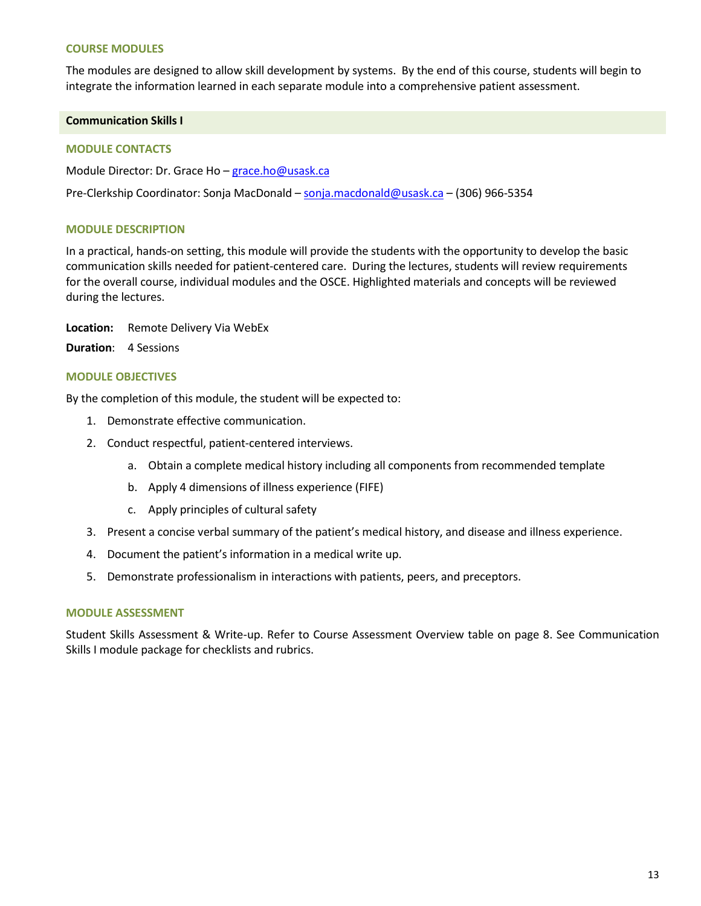### COURSE MODULES

The modules are designed to allow skill development by systems. By the end of this course, students will begin to integrate the information learned in each separate module into a comprehensive patient assessment.

## Communication Skills I

### MODULE CONTACTS

Module Director: Dr. Grace Ho – grace.ho@usask.ca

Pre-Clerkship Coordinator: Sonja MacDonald – sonja.macdonald@usask.ca – (306) 966-5354

### MODULE DESCRIPTION

In a practical, hands-on setting, this module will provide the students with the opportunity to develop the basic communication skills needed for patient-centered care. During the lectures, students will review requirements for the overall course, individual modules and the OSCE. Highlighted materials and concepts will be reviewed during the lectures.

**Location:** Remote Delivery Via WebEx

**Duration**: 4 Sessions

### MODULE OBJECTIVES

By the completion of this module, the student will be expected to:

1. Demonstrate effective communication.
2. Conduct respectful, patient-centered interviews.
   a. Obtain a complete medical history including all components from recommended template
   b. Apply 4 dimensions of illness experience (FIFE)
   c. Apply principles of cultural safety
3. Present a concise verbal summary of the patient's medical history, and disease and illness experience.
4. Document the patient's information in a medical write up.
5. Demonstrate professionalism in interactions with patients, peers, and preceptors.

### MODULE ASSESSMENT

Student Skills Assessment & Write-up. Refer to Course Assessment Overview table on page 8. See Communication Skills I module package for checklists and rubrics.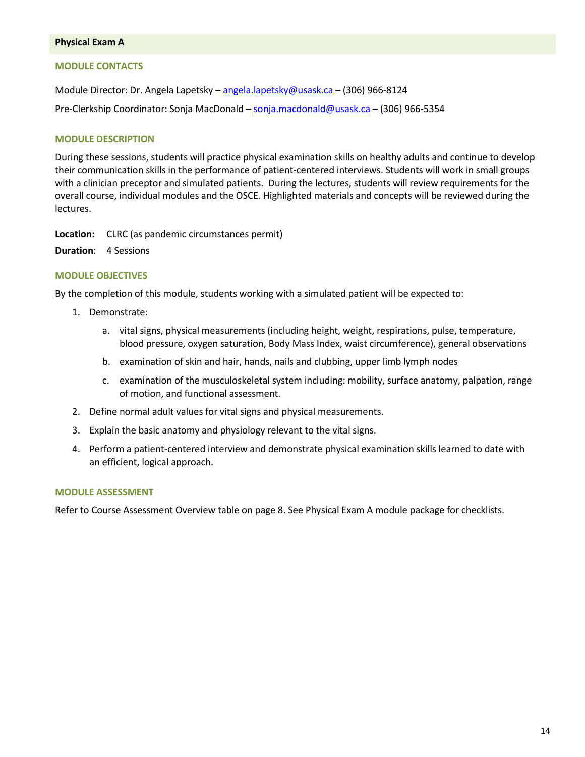## Physical Exam A

### MODULE CONTACTS

Module Director: Dr. Angela Lapetsky – angela.lapetsky@usask.ca – (306) 966-8124

Pre-Clerkship Coordinator: Sonja MacDonald – sonja.macdonald@usask.ca – (306) 966-5354

### MODULE DESCRIPTION

During these sessions, students will practice physical examination skills on healthy adults and continue to develop their communication skills in the performance of patient-centered interviews. Students will work in small groups with a clinician preceptor and simulated patients. During the lectures, students will review requirements for the overall course, individual modules and the OSCE. Highlighted materials and concepts will be reviewed during the lectures.

**Location:** CLRC (as pandemic circumstances permit)

**Duration**: 4 Sessions

### MODULE OBJECTIVES

By the completion of this module, students working with a simulated patient will be expected to:

1. Demonstrate:
   a. vital signs, physical measurements (including height, weight, respirations, pulse, temperature, blood pressure, oxygen saturation, Body Mass Index, waist circumference), general observations
   b. examination of skin and hair, hands, nails and clubbing, upper limb lymph nodes
   c. examination of the musculoskeletal system including: mobility, surface anatomy, palpation, range of motion, and functional assessment.
2. Define normal adult values for vital signs and physical measurements.
3. Explain the basic anatomy and physiology relevant to the vital signs.
4. Perform a patient-centered interview and demonstrate physical examination skills learned to date with an efficient, logical approach.

### MODULE ASSESSMENT

Refer to Course Assessment Overview table on page 8. See Physical Exam A module package for checklists.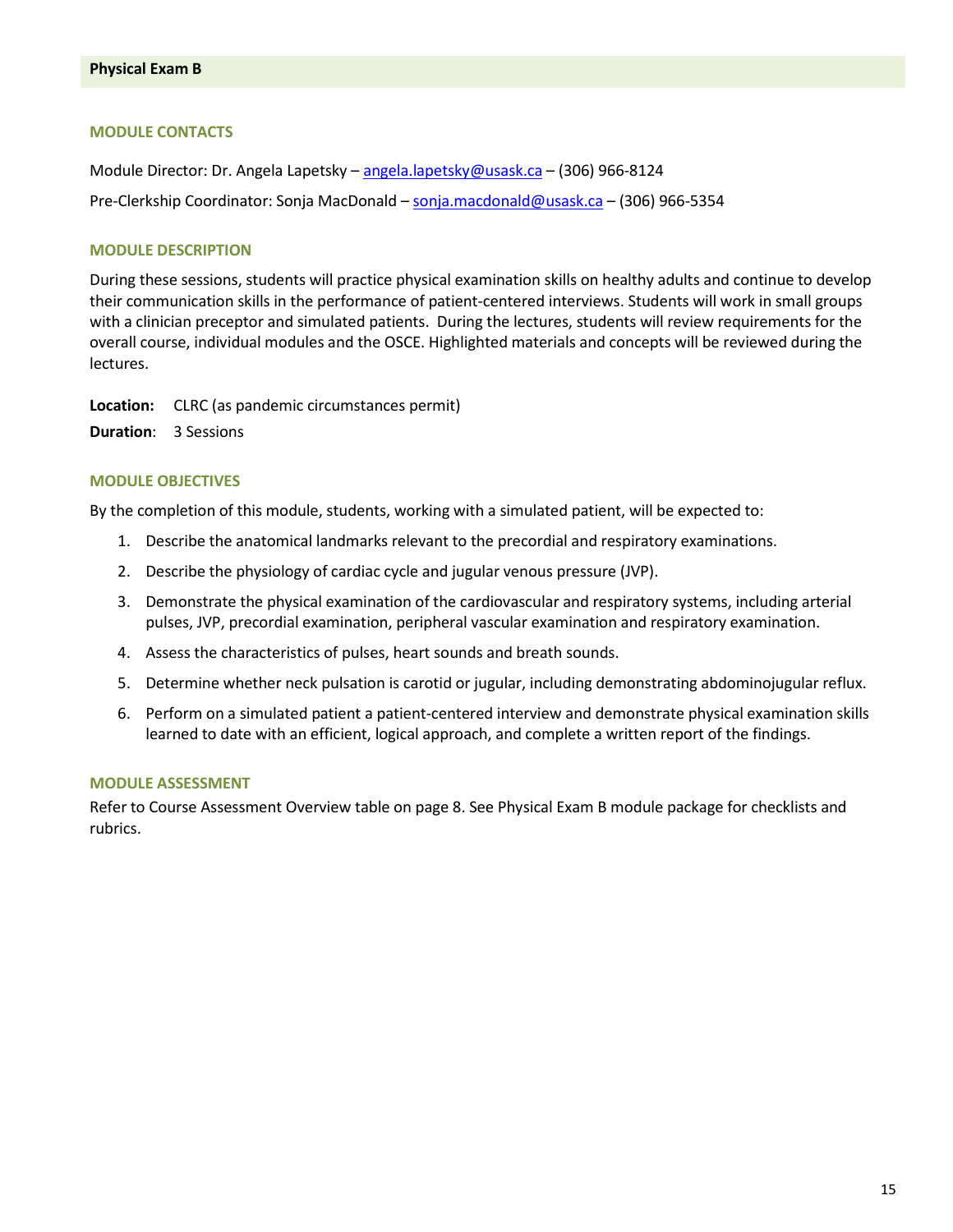## Physical Exam B

### MODULE CONTACTS

Module Director: Dr. Angela Lapetsky – angela.lapetsky@usask.ca – (306) 966-8124

Pre-Clerkship Coordinator: Sonja MacDonald – sonja.macdonald@usask.ca – (306) 966-5354

### MODULE DESCRIPTION

During these sessions, students will practice physical examination skills on healthy adults and continue to develop their communication skills in the performance of patient-centered interviews. Students will work in small groups with a clinician preceptor and simulated patients. During the lectures, students will review requirements for the overall course, individual modules and the OSCE. Highlighted materials and concepts will be reviewed during the lectures.

**Location:** CLRC (as pandemic circumstances permit)

**Duration**: 3 Sessions

### MODULE OBJECTIVES

By the completion of this module, students, working with a simulated patient, will be expected to:

1. Describe the anatomical landmarks relevant to the precordial and respiratory examinations.
2. Describe the physiology of cardiac cycle and jugular venous pressure (JVP).
3. Demonstrate the physical examination of the cardiovascular and respiratory systems, including arterial pulses, JVP, precordial examination, peripheral vascular examination and respiratory examination.
4. Assess the characteristics of pulses, heart sounds and breath sounds.
5. Determine whether neck pulsation is carotid or jugular, including demonstrating abdominojugular reflux.
6. Perform on a simulated patient a patient-centered interview and demonstrate physical examination skills learned to date with an efficient, logical approach, and complete a written report of the findings.

### MODULE ASSESSMENT

Refer to Course Assessment Overview table on page 8. See Physical Exam B module package for checklists and rubrics.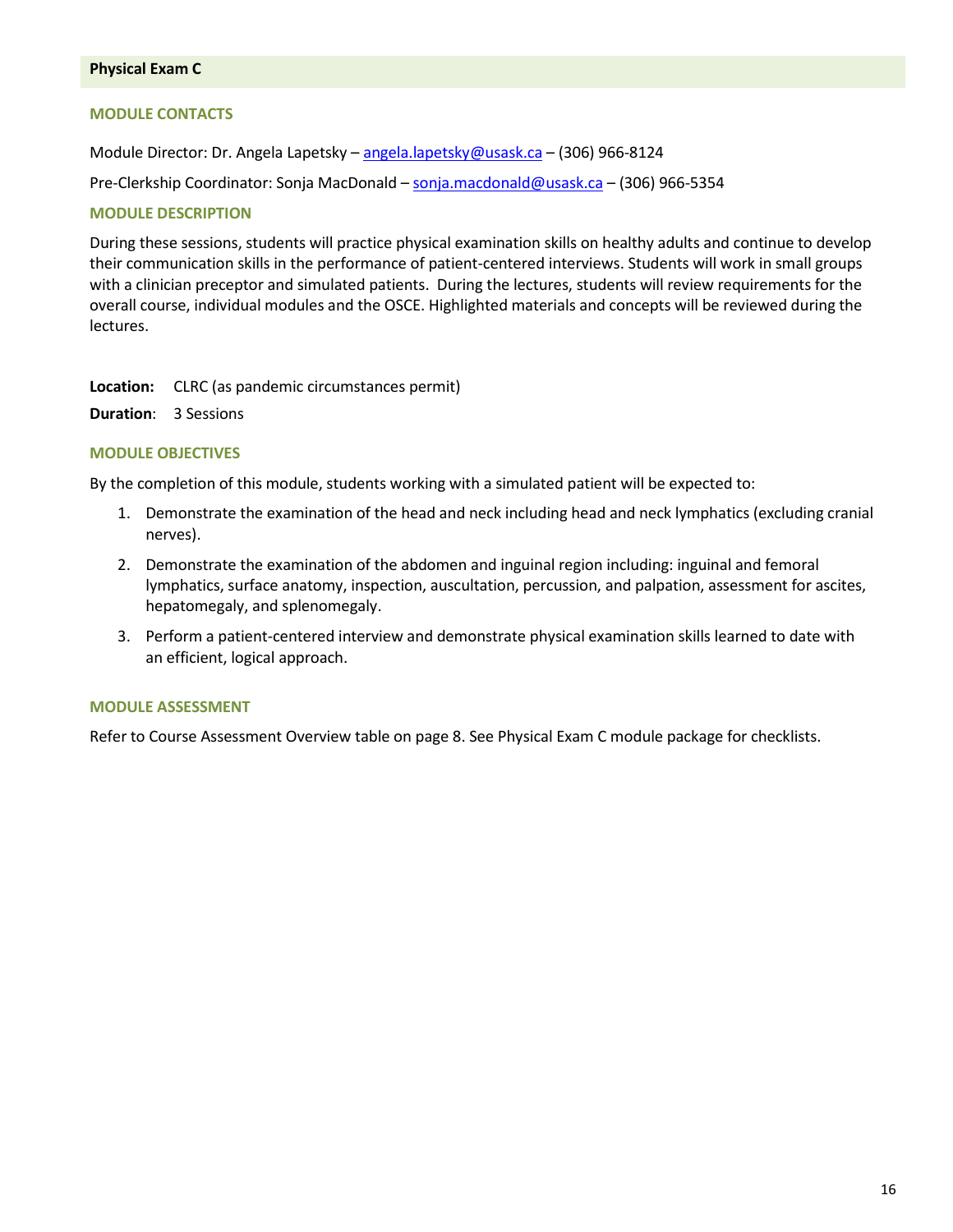## Physical Exam C

### MODULE CONTACTS

Module Director: Dr. Angela Lapetsky – angela.lapetsky@usask.ca – (306) 966-8124

Pre-Clerkship Coordinator: Sonja MacDonald – sonja.macdonald@usask.ca – (306) 966-5354

### MODULE DESCRIPTION

During these sessions, students will practice physical examination skills on healthy adults and continue to develop their communication skills in the performance of patient-centered interviews. Students will work in small groups with a clinician preceptor and simulated patients. During the lectures, students will review requirements for the overall course, individual modules and the OSCE. Highlighted materials and concepts will be reviewed during the lectures.

**Location:** CLRC (as pandemic circumstances permit)

**Duration**: 3 Sessions

### MODULE OBJECTIVES

By the completion of this module, students working with a simulated patient will be expected to:

1. Demonstrate the examination of the head and neck including head and neck lymphatics (excluding cranial nerves).
2. Demonstrate the examination of the abdomen and inguinal region including: inguinal and femoral lymphatics, surface anatomy, inspection, auscultation, percussion, and palpation, assessment for ascites, hepatomegaly, and splenomegaly.
3. Perform a patient-centered interview and demonstrate physical examination skills learned to date with an efficient, logical approach.

### MODULE ASSESSMENT

Refer to Course Assessment Overview table on page 8. See Physical Exam C module package for checklists.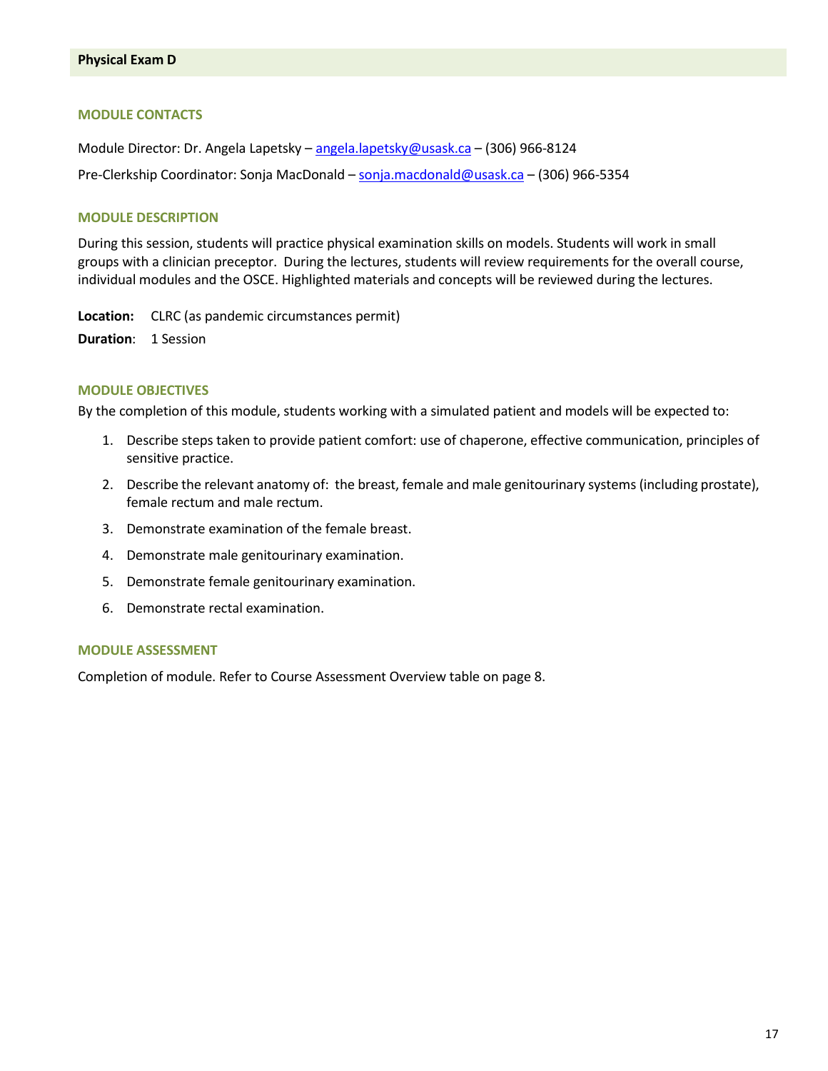## Physical Exam D

### MODULE CONTACTS

Module Director: Dr. Angela Lapetsky – angela.lapetsky@usask.ca – (306) 966-8124

Pre-Clerkship Coordinator: Sonja MacDonald – sonja.macdonald@usask.ca – (306) 966-5354

### MODULE DESCRIPTION

During this session, students will practice physical examination skills on models. Students will work in small groups with a clinician preceptor. During the lectures, students will review requirements for the overall course, individual modules and the OSCE. Highlighted materials and concepts will be reviewed during the lectures.

**Location:** CLRC (as pandemic circumstances permit)

**Duration**: 1 Session

### MODULE OBJECTIVES

By the completion of this module, students working with a simulated patient and models will be expected to:

1. Describe steps taken to provide patient comfort: use of chaperone, effective communication, principles of sensitive practice.
2. Describe the relevant anatomy of: the breast, female and male genitourinary systems (including prostate), female rectum and male rectum.
3. Demonstrate examination of the female breast.
4. Demonstrate male genitourinary examination.
5. Demonstrate female genitourinary examination.
6. Demonstrate rectal examination.

### MODULE ASSESSMENT

Completion of module. Refer to Course Assessment Overview table on page 8.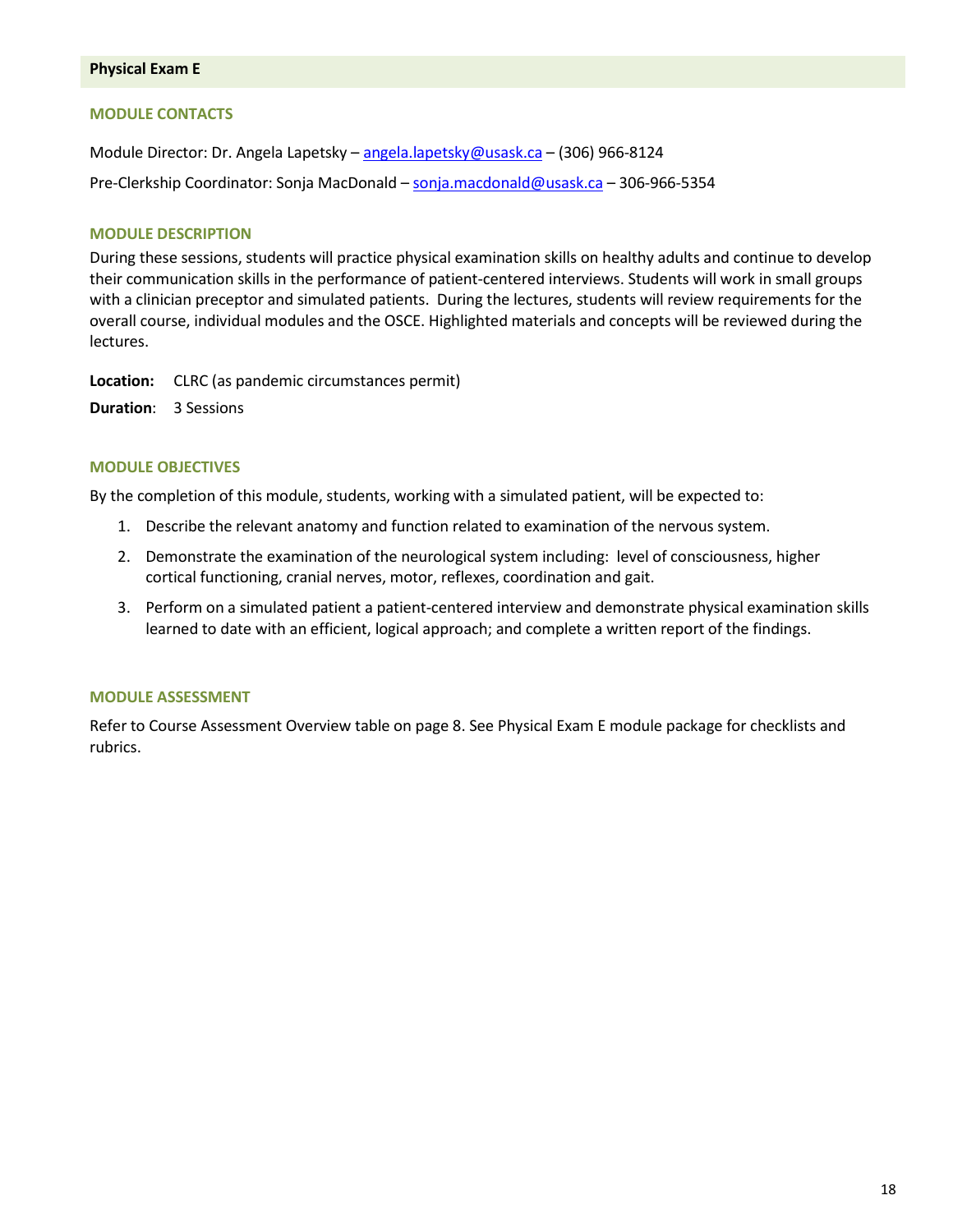## Physical Exam E

### MODULE CONTACTS

Module Director: Dr. Angela Lapetsky – angela.lapetsky@usask.ca – (306) 966-8124

Pre-Clerkship Coordinator: Sonja MacDonald – sonja.macdonald@usask.ca – 306-966-5354

### MODULE DESCRIPTION

During these sessions, students will practice physical examination skills on healthy adults and continue to develop their communication skills in the performance of patient-centered interviews. Students will work in small groups with a clinician preceptor and simulated patients. During the lectures, students will review requirements for the overall course, individual modules and the OSCE. Highlighted materials and concepts will be reviewed during the lectures.

**Location:** CLRC (as pandemic circumstances permit)

**Duration**: 3 Sessions

### MODULE OBJECTIVES

By the completion of this module, students, working with a simulated patient, will be expected to:

1. Describe the relevant anatomy and function related to examination of the nervous system.
2. Demonstrate the examination of the neurological system including: level of consciousness, higher cortical functioning, cranial nerves, motor, reflexes, coordination and gait.
3. Perform on a simulated patient a patient-centered interview and demonstrate physical examination skills learned to date with an efficient, logical approach; and complete a written report of the findings.

### MODULE ASSESSMENT

Refer to Course Assessment Overview table on page 8. See Physical Exam E module package for checklists and rubrics.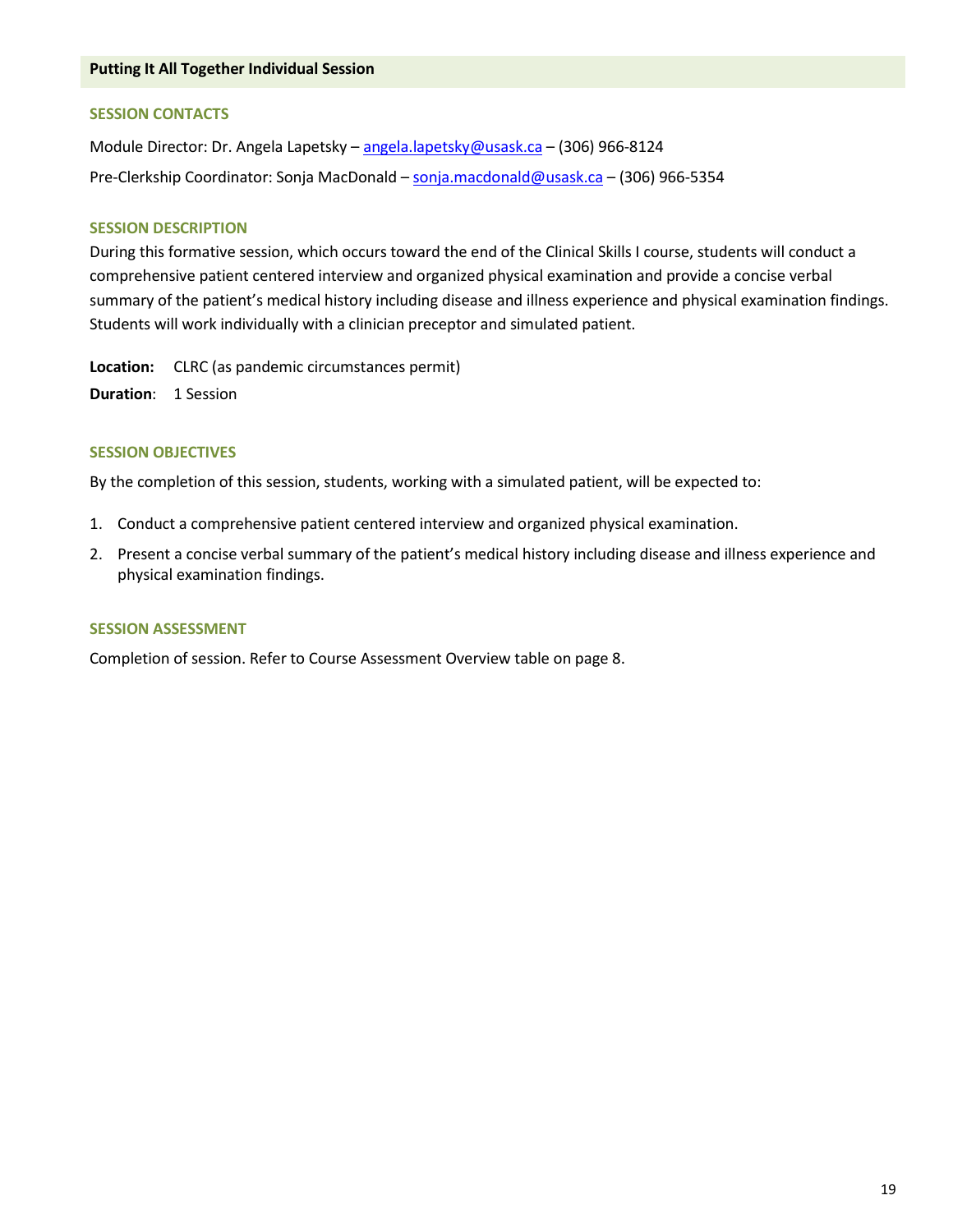## Putting It All Together Individual Session

### SESSION CONTACTS

Module Director: Dr. Angela Lapetsky – angela.lapetsky@usask.ca – (306) 966-8124

Pre-Clerkship Coordinator: Sonja MacDonald – sonja.macdonald@usask.ca – (306) 966-5354

### SESSION DESCRIPTION

During this formative session, which occurs toward the end of the Clinical Skills I course, students will conduct a comprehensive patient centered interview and organized physical examination and provide a concise verbal summary of the patient's medical history including disease and illness experience and physical examination findings. Students will work individually with a clinician preceptor and simulated patient.

**Location:** CLRC (as pandemic circumstances permit)

**Duration**: 1 Session

### SESSION OBJECTIVES

By the completion of this session, students, working with a simulated patient, will be expected to:

1. Conduct a comprehensive patient centered interview and organized physical examination.
2. Present a concise verbal summary of the patient's medical history including disease and illness experience and physical examination findings.

### SESSION ASSESSMENT

Completion of session. Refer to Course Assessment Overview table on page 8.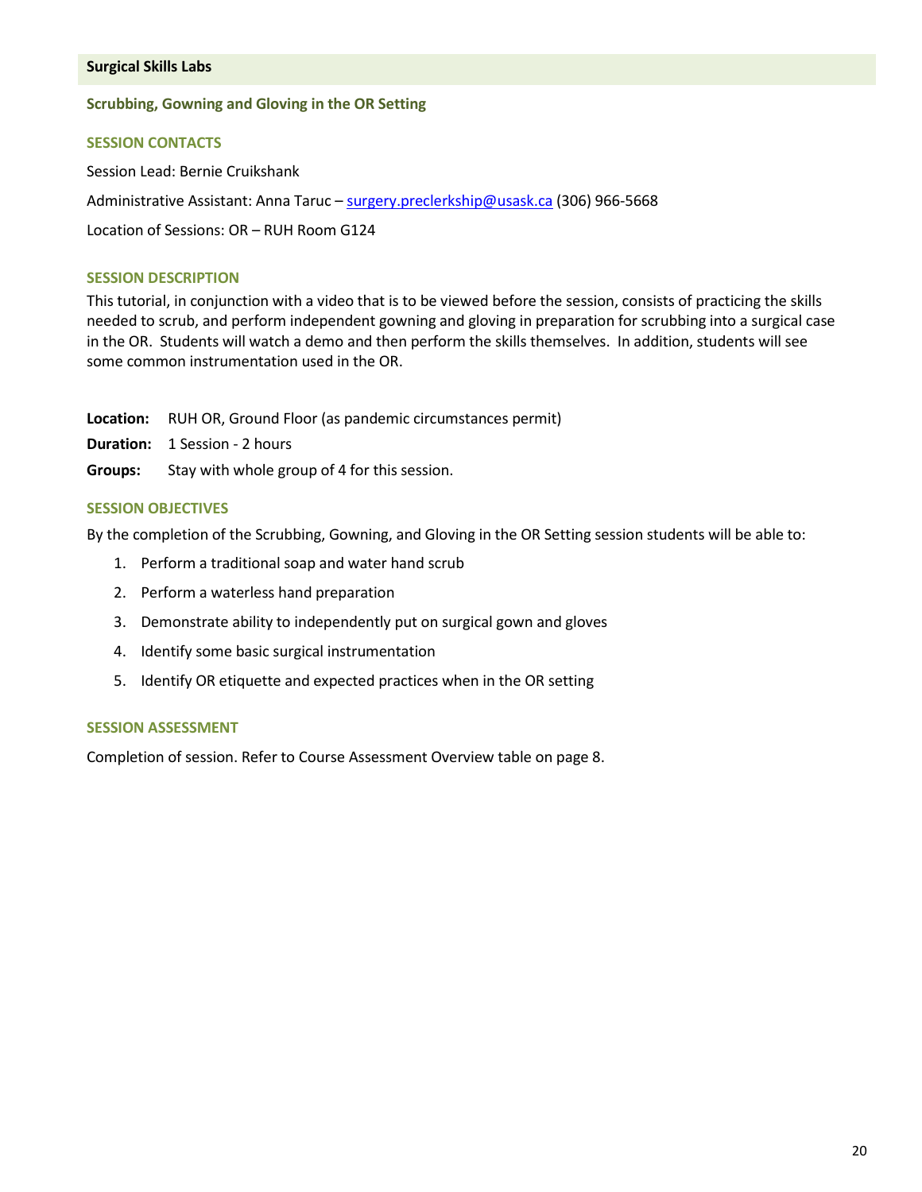## Surgical Skills Labs

### Scrubbing, Gowning and Gloving in the OR Setting

#### SESSION CONTACTS

Session Lead: Bernie Cruikshank

Administrative Assistant: Anna Taruc – surgery.preclerkship@usask.ca (306) 966-5668

Location of Sessions: OR – RUH Room G124

#### SESSION DESCRIPTION

This tutorial, in conjunction with a video that is to be viewed before the session, consists of practicing the skills needed to scrub, and perform independent gowning and gloving in preparation for scrubbing into a surgical case in the OR. Students will watch a demo and then perform the skills themselves. In addition, students will see some common instrumentation used in the OR.

**Location:** RUH OR, Ground Floor (as pandemic circumstances permit)

**Duration:** 1 Session - 2 hours

**Groups:** Stay with whole group of 4 for this session.

#### SESSION OBJECTIVES

By the completion of the Scrubbing, Gowning, and Gloving in the OR Setting session students will be able to:

1. Perform a traditional soap and water hand scrub
2. Perform a waterless hand preparation
3. Demonstrate ability to independently put on surgical gown and gloves
4. Identify some basic surgical instrumentation
5. Identify OR etiquette and expected practices when in the OR setting

#### SESSION ASSESSMENT

Completion of session. Refer to Course Assessment Overview table on page 8.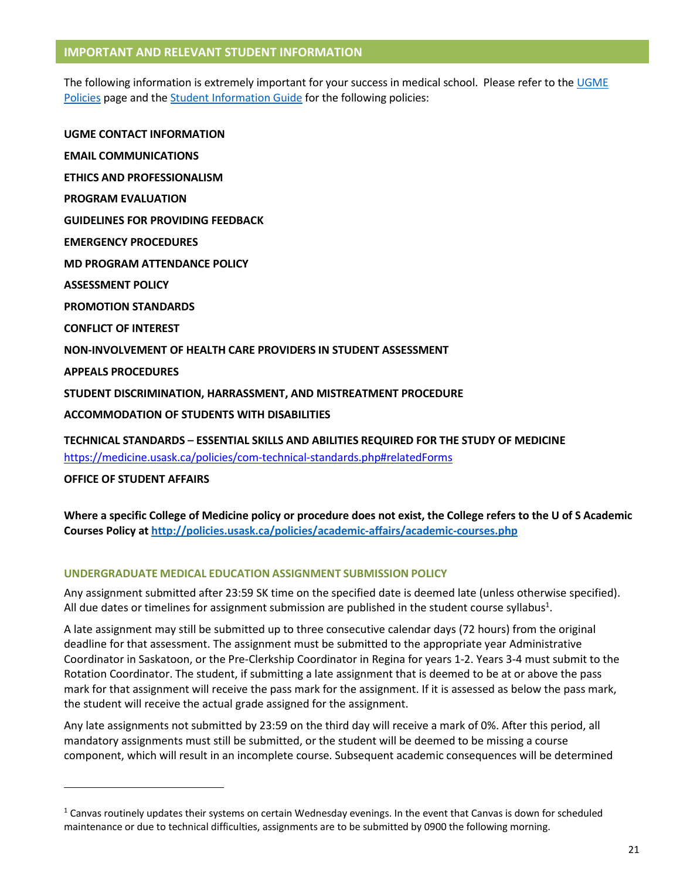## IMPORTANT AND RELEVANT STUDENT INFORMATION

The following information is extremely important for your success in medical school. Please refer to the [UGME Policies](#) page and the [Student Information Guide](#) for the following policies:

**UGME CONTACT INFORMATION**

**EMAIL COMMUNICATIONS**

**ETHICS AND PROFESSIONALISM**

**PROGRAM EVALUATION**

**GUIDELINES FOR PROVIDING FEEDBACK**

**EMERGENCY PROCEDURES**

**MD PROGRAM ATTENDANCE POLICY**

**ASSESSMENT POLICY**

**PROMOTION STANDARDS**

**CONFLICT OF INTEREST**

**NON-INVOLVEMENT OF HEALTH CARE PROVIDERS IN STUDENT ASSESSMENT**

**APPEALS PROCEDURES**

**STUDENT DISCRIMINATION, HARRASSMENT, AND MISTREATMENT PROCEDURE**

**ACCOMMODATION OF STUDENTS WITH DISABILITIES**

**TECHNICAL STANDARDS – ESSENTIAL SKILLS AND ABILITIES REQUIRED FOR THE STUDY OF MEDICINE**
https://medicine.usask.ca/policies/com-technical-standards.php#relatedForms

**OFFICE OF STUDENT AFFAIRS**

**Where a specific College of Medicine policy or procedure does not exist, the College refers to the U of S Academic Courses Policy at http://policies.usask.ca/policies/academic-affairs/academic-courses.php**

### UNDERGRADUATE MEDICAL EDUCATION ASSIGNMENT SUBMISSION POLICY

Any assignment submitted after 23:59 SK time on the specified date is deemed late (unless otherwise specified). All due dates or timelines for assignment submission are published in the student course syllabus[1].

A late assignment may still be submitted up to three consecutive calendar days (72 hours) from the original deadline for that assessment. The assignment must be submitted to the appropriate year Administrative Coordinator in Saskatoon, or the Pre-Clerkship Coordinator in Regina for years 1-2. Years 3-4 must submit to the Rotation Coordinator. The student, if submitting a late assignment that is deemed to be at or above the pass mark for that assignment will receive the pass mark for the assignment. If it is assessed as below the pass mark, the student will receive the actual grade assigned for the assignment.

Any late assignments not submitted by 23:59 on the third day will receive a mark of 0%. After this period, all mandatory assignments must still be submitted, or the student will be deemed to be missing a course component, which will result in an incomplete course. Subsequent academic consequences will be determined

---

[1] Canvas routinely updates their systems on certain Wednesday evenings. In the event that Canvas is down for scheduled maintenance or due to technical difficulties, assignments are to be submitted by 0900 the following morning.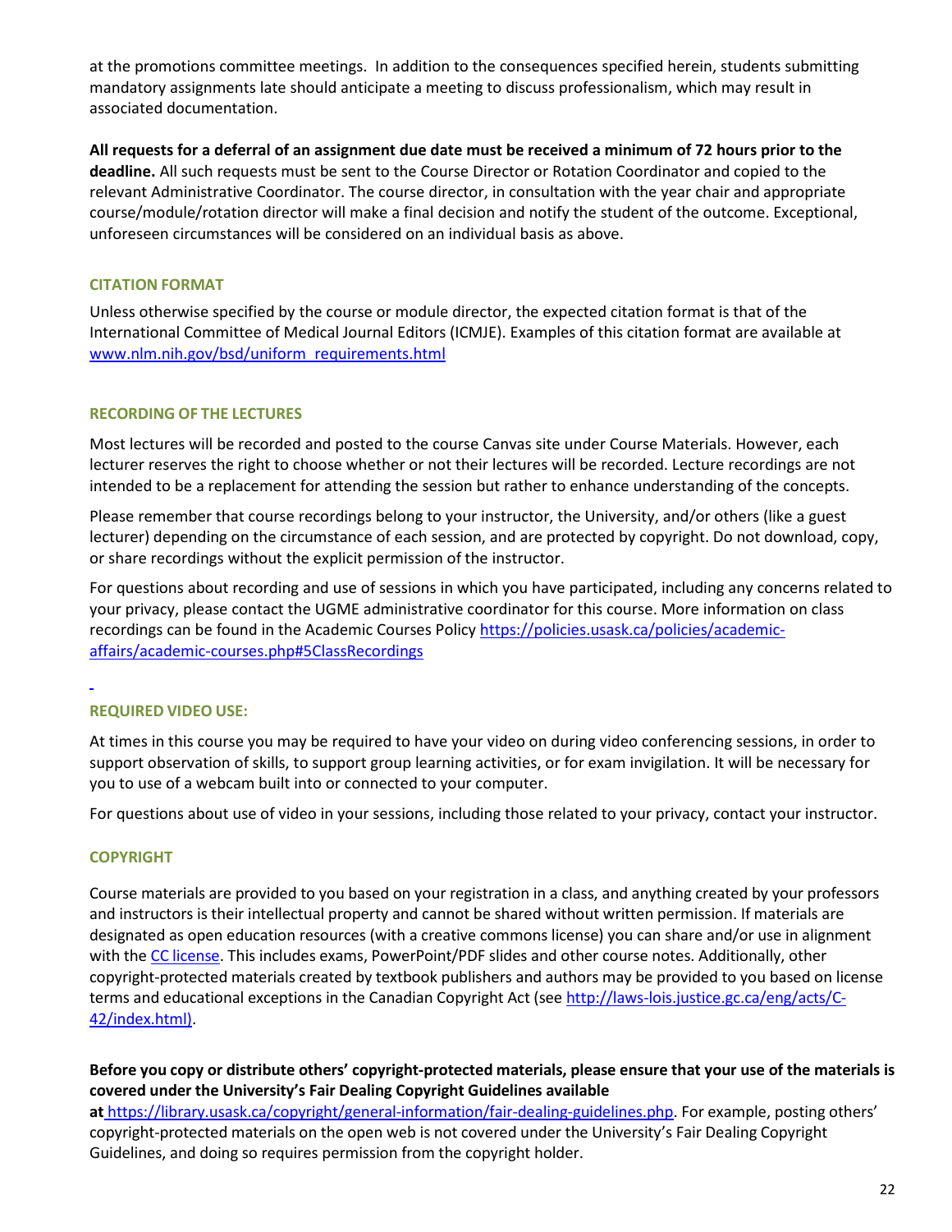at the promotions committee meetings. In addition to the consequences specified herein, students submitting mandatory assignments late should anticipate a meeting to discuss professionalism, which may result in associated documentation.

**All requests for a deferral of an assignment due date must be received a minimum of 72 hours prior to the deadline.** All such requests must be sent to the Course Director or Rotation Coordinator and copied to the relevant Administrative Coordinator. The course director, in consultation with the year chair and appropriate course/module/rotation director will make a final decision and notify the student of the outcome. Exceptional, unforeseen circumstances will be considered on an individual basis as above.

### CITATION FORMAT

Unless otherwise specified by the course or module director, the expected citation format is that of the International Committee of Medical Journal Editors (ICMJE). Examples of this citation format are available at [www.nlm.nih.gov/bsd/uniform_requirements.html](www.nlm.nih.gov/bsd/uniform_requirements.html)

### RECORDING OF THE LECTURES

Most lectures will be recorded and posted to the course Canvas site under Course Materials. However, each lecturer reserves the right to choose whether or not their lectures will be recorded. Lecture recordings are not intended to be a replacement for attending the session but rather to enhance understanding of the concepts.

Please remember that course recordings belong to your instructor, the University, and/or others (like a guest lecturer) depending on the circumstance of each session, and are protected by copyright. Do not download, copy, or share recordings without the explicit permission of the instructor.

For questions about recording and use of sessions in which you have participated, including any concerns related to your privacy, please contact the UGME administrative coordinator for this course. More information on class recordings can be found in the Academic Courses Policy [https://policies.usask.ca/policies/academic-affairs/academic-courses.php#5ClassRecordings](https://policies.usask.ca/policies/academic-affairs/academic-courses.php#5ClassRecordings)

### REQUIRED VIDEO USE:

At times in this course you may be required to have your video on during video conferencing sessions, in order to support observation of skills, to support group learning activities, or for exam invigilation. It will be necessary for you to use of a webcam built into or connected to your computer.

For questions about use of video in your sessions, including those related to your privacy, contact your instructor.

### COPYRIGHT

Course materials are provided to you based on your registration in a class, and anything created by your professors and instructors is their intellectual property and cannot be shared without written permission. If materials are designated as open education resources (with a creative commons license) you can share and/or use in alignment with the CC license. This includes exams, PowerPoint/PDF slides and other course notes. Additionally, other copyright-protected materials created by textbook publishers and authors may be provided to you based on license terms and educational exceptions in the Canadian Copyright Act (see [http://laws-lois.justice.gc.ca/eng/acts/C-42/index.html](http://laws-lois.justice.gc.ca/eng/acts/C-42/index.html)).

**Before you copy or distribute others' copyright-protected materials, please ensure that your use of the materials is covered under the University's Fair Dealing Copyright Guidelines available at** [https://library.usask.ca/copyright/general-information/fair-dealing-guidelines.php](https://library.usask.ca/copyright/general-information/fair-dealing-guidelines.php). For example, posting others' copyright-protected materials on the open web is not covered under the University's Fair Dealing Copyright Guidelines, and doing so requires permission from the copyright holder.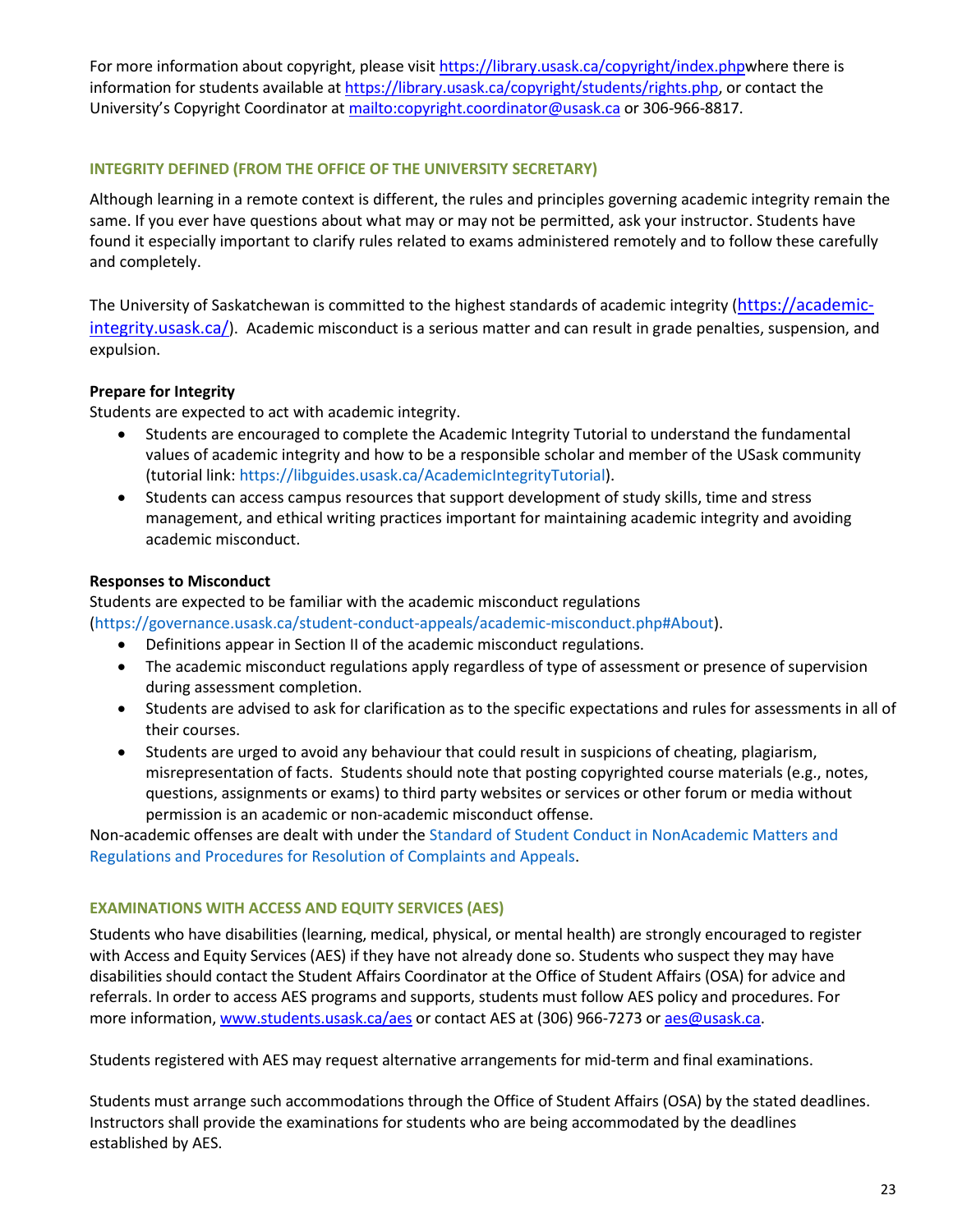For more information about copyright, please visit https://library.usask.ca/copyright/index.phpwhere there is information for students available at https://library.usask.ca/copyright/students/rights.php, or contact the University's Copyright Coordinator at mailto:copyright.coordinator@usask.ca or 306-966-8817.

## INTEGRITY DEFINED (FROM THE OFFICE OF THE UNIVERSITY SECRETARY)

Although learning in a remote context is different, the rules and principles governing academic integrity remain the same. If you ever have questions about what may or may not be permitted, ask your instructor. Students have found it especially important to clarify rules related to exams administered remotely and to follow these carefully and completely.

The University of Saskatchewan is committed to the highest standards of academic integrity (https://academic-integrity.usask.ca/). Academic misconduct is a serious matter and can result in grade penalties, suspension, and expulsion.

**Prepare for Integrity**

Students are expected to act with academic integrity.

- Students are encouraged to complete the Academic Integrity Tutorial to understand the fundamental values of academic integrity and how to be a responsible scholar and member of the USask community (tutorial link: https://libguides.usask.ca/AcademicIntegrityTutorial).
- Students can access campus resources that support development of study skills, time and stress management, and ethical writing practices important for maintaining academic integrity and avoiding academic misconduct.

**Responses to Misconduct**

Students are expected to be familiar with the academic misconduct regulations (https://governance.usask.ca/student-conduct-appeals/academic-misconduct.php#About).

- Definitions appear in Section II of the academic misconduct regulations.
- The academic misconduct regulations apply regardless of type of assessment or presence of supervision during assessment completion.
- Students are advised to ask for clarification as to the specific expectations and rules for assessments in all of their courses.
- Students are urged to avoid any behaviour that could result in suspicions of cheating, plagiarism, misrepresentation of facts. Students should note that posting copyrighted course materials (e.g., notes, questions, assignments or exams) to third party websites or services or other forum or media without permission is an academic or non-academic misconduct offense.

Non-academic offenses are dealt with under the Standard of Student Conduct in NonAcademic Matters and Regulations and Procedures for Resolution of Complaints and Appeals.

## EXAMINATIONS WITH ACCESS AND EQUITY SERVICES (AES)

Students who have disabilities (learning, medical, physical, or mental health) are strongly encouraged to register with Access and Equity Services (AES) if they have not already done so. Students who suspect they may have disabilities should contact the Student Affairs Coordinator at the Office of Student Affairs (OSA) for advice and referrals. In order to access AES programs and supports, students must follow AES policy and procedures. For more information, www.students.usask.ca/aes or contact AES at (306) 966-7273 or aes@usask.ca.

Students registered with AES may request alternative arrangements for mid-term and final examinations.

Students must arrange such accommodations through the Office of Student Affairs (OSA) by the stated deadlines. Instructors shall provide the examinations for students who are being accommodated by the deadlines established by AES.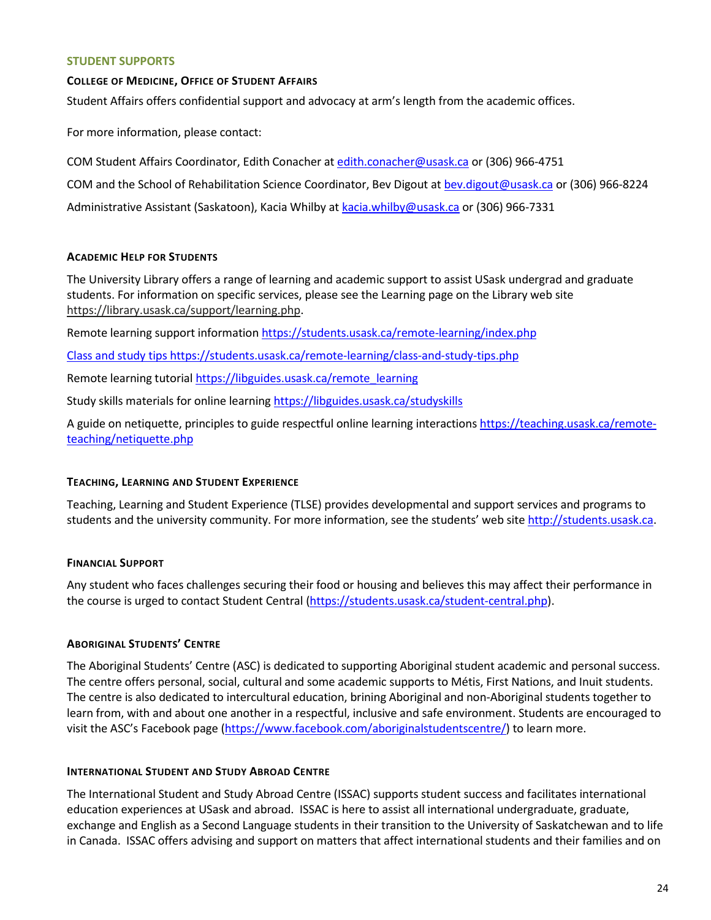## STUDENT SUPPORTS

### College of Medicine, Office of Student Affairs

Student Affairs offers confidential support and advocacy at arm's length from the academic offices.

For more information, please contact:

COM Student Affairs Coordinator, Edith Conacher at edith.conacher@usask.ca or (306) 966-4751

COM and the School of Rehabilitation Science Coordinator, Bev Digout at bev.digout@usask.ca or (306) 966-8224

Administrative Assistant (Saskatoon), Kacia Whilby at kacia.whilby@usask.ca or (306) 966-7331

### Academic Help for Students

The University Library offers a range of learning and academic support to assist USask undergrad and graduate students. For information on specific services, please see the Learning page on the Library web site https://library.usask.ca/support/learning.php.

Remote learning support information https://students.usask.ca/remote-learning/index.php

Class and study tips https://students.usask.ca/remote-learning/class-and-study-tips.php

Remote learning tutorial https://libguides.usask.ca/remote_learning

Study skills materials for online learning https://libguides.usask.ca/studyskills

A guide on netiquette, principles to guide respectful online learning interactions https://teaching.usask.ca/remote-teaching/netiquette.php

### Teaching, Learning and Student Experience

Teaching, Learning and Student Experience (TLSE) provides developmental and support services and programs to students and the university community. For more information, see the students' web site http://students.usask.ca.

### Financial Support

Any student who faces challenges securing their food or housing and believes this may affect their performance in the course is urged to contact Student Central (https://students.usask.ca/student-central.php).

### Aboriginal Students' Centre

The Aboriginal Students' Centre (ASC) is dedicated to supporting Aboriginal student academic and personal success. The centre offers personal, social, cultural and some academic supports to Métis, First Nations, and Inuit students. The centre is also dedicated to intercultural education, brining Aboriginal and non-Aboriginal students together to learn from, with and about one another in a respectful, inclusive and safe environment. Students are encouraged to visit the ASC's Facebook page (https://www.facebook.com/aboriginalstudentscentre/) to learn more.

### International Student and Study Abroad Centre

The International Student and Study Abroad Centre (ISSAC) supports student success and facilitates international education experiences at USask and abroad. ISSAC is here to assist all international undergraduate, graduate, exchange and English as a Second Language students in their transition to the University of Saskatchewan and to life in Canada. ISSAC offers advising and support on matters that affect international students and their families and on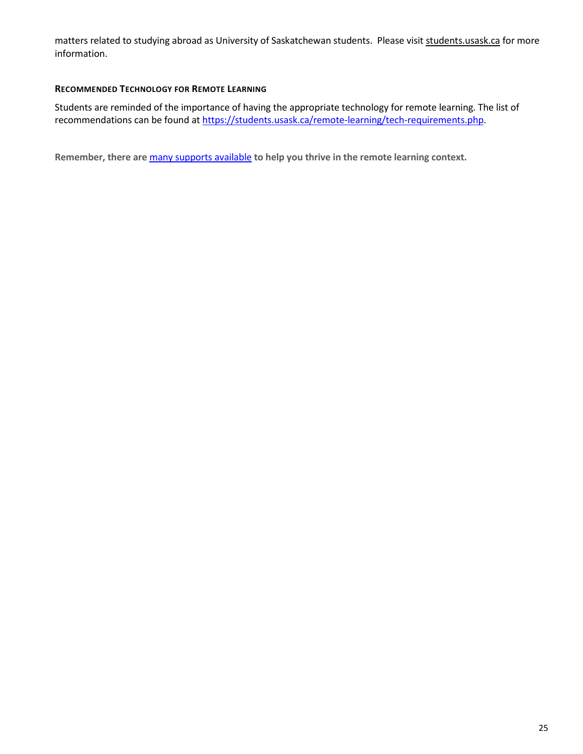matters related to studying abroad as University of Saskatchewan students. Please visit students.usask.ca for more information.

### Recommended Technology for Remote Learning

Students are reminded of the importance of having the appropriate technology for remote learning. The list of recommendations can be found at https://students.usask.ca/remote-learning/tech-requirements.php.

**Remember, there are many supports available to help you thrive in the remote learning context.**